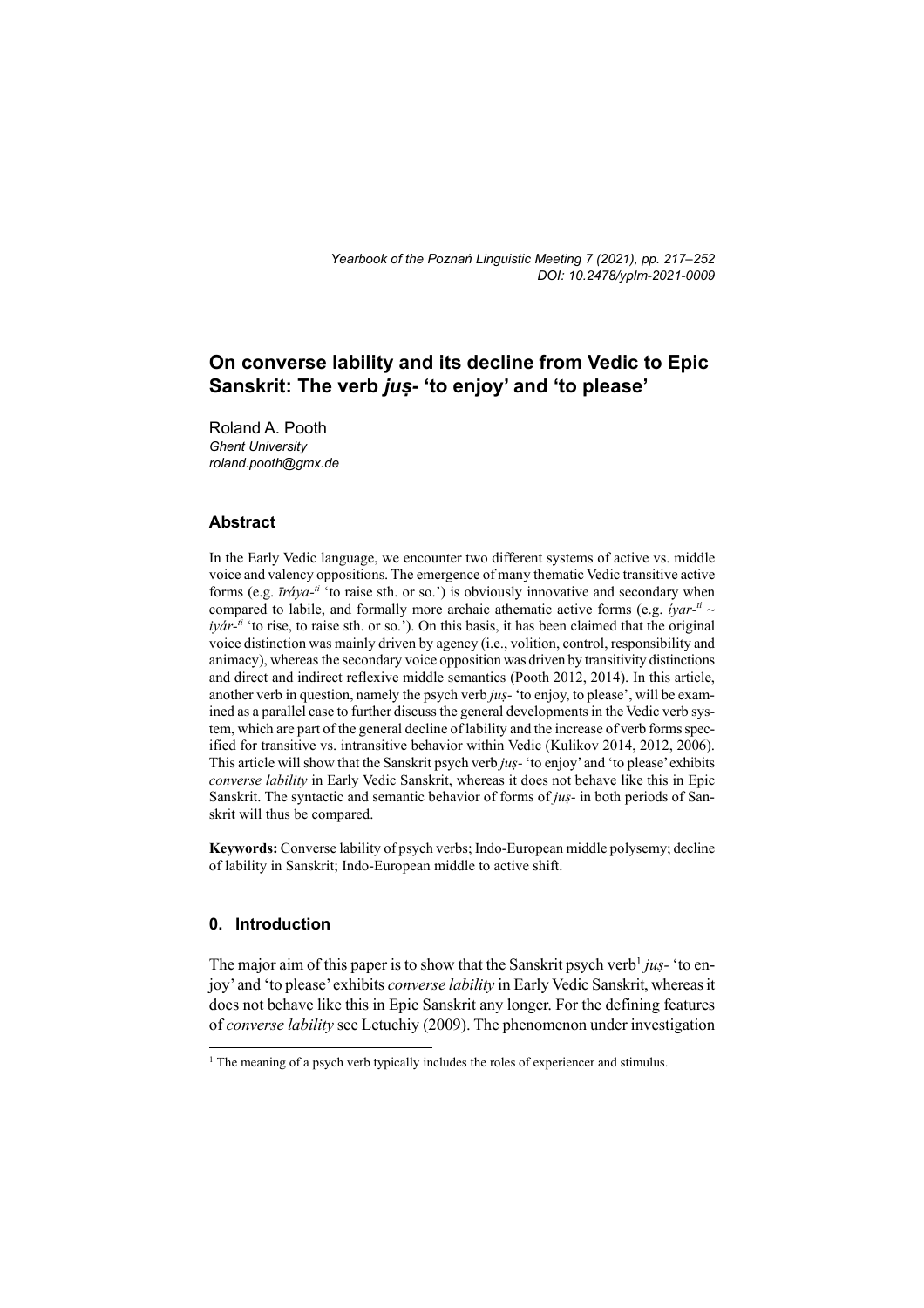*Yearbook of the Poznań Linguistic Meeting 7 (2021), pp. 217–252*
*DOI: 10.2478/yplm-2021-0009*

# On converse lability and its decline from Vedic to Epic Sanskrit: The verb *juṣ-* 'to enjoy' and 'to please'

Roland A. Pooth
*Ghent University*
*roland.pooth@gmx.de*

## Abstract

In the Early Vedic language, we encounter two different systems of active vs. middle voice and valency oppositions. The emergence of many thematic Vedic transitive active forms (e.g. *īráya-*$^{ti}$ 'to raise sth. or so.') is obviously innovative and secondary when compared to labile, and formally more archaic athematic active forms (e.g. *íyar-*$^{ti}$ ~ *iyár-*$^{ti}$ 'to rise, to raise sth. or so.'). On this basis, it has been claimed that the original voice distinction was mainly driven by agency (i.e., volition, control, responsibility and animacy), whereas the secondary voice opposition was driven by transitivity distinctions and direct and indirect reflexive middle semantics (Pooth 2012, 2014). In this article, another verb in question, namely the psych verb *juṣ-* 'to enjoy, to please', will be examined as a parallel case to further discuss the general developments in the Vedic verb system, which are part of the general decline of lability and the increase of verb forms specified for transitive vs. intransitive behavior within Vedic (Kulikov 2014, 2012, 2006). This article will show that the Sanskrit psych verb *juṣ-* 'to enjoy' and 'to please' exhibits *converse lability* in Early Vedic Sanskrit, whereas it does not behave like this in Epic Sanskrit. The syntactic and semantic behavior of forms of *juṣ-* in both periods of Sanskrit will thus be compared.

**Keywords:** Converse lability of psych verbs; Indo-European middle polysemy; decline of lability in Sanskrit; Indo-European middle to active shift.

## 0. Introduction

The major aim of this paper is to show that the Sanskrit psych verb[1] *juṣ-* 'to enjoy' and 'to please' exhibits *converse lability* in Early Vedic Sanskrit, whereas it does not behave like this in Epic Sanskrit any longer. For the defining features of *converse lability* see Letuchiy (2009). The phenomenon under investigation

[1] The meaning of a psych verb typically includes the roles of experiencer and stimulus.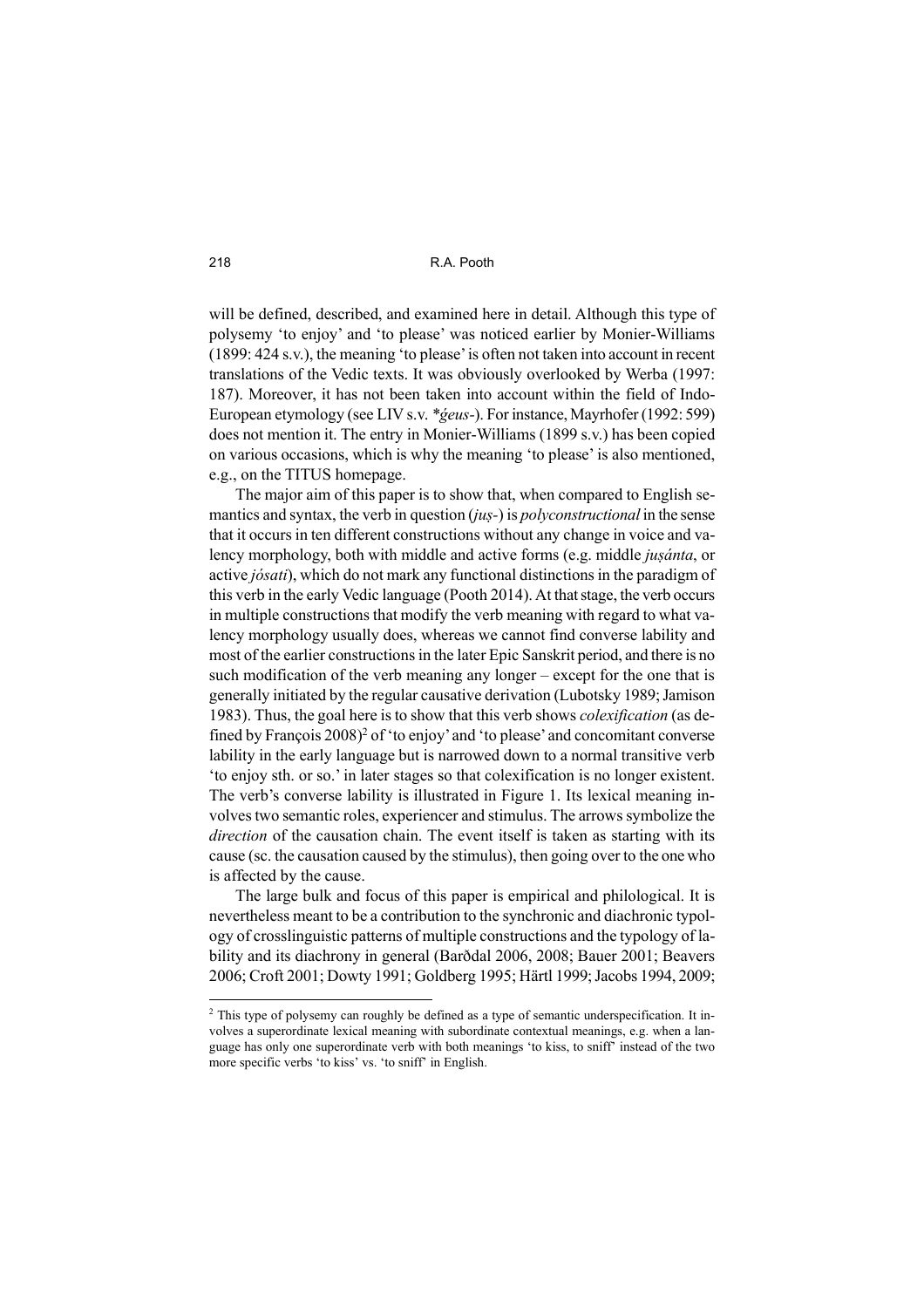will be defined, described, and examined here in detail. Although this type of polysemy 'to enjoy' and 'to please' was noticed earlier by Monier-Williams (1899: 424 s.v.), the meaning 'to please' is often not taken into account in recent translations of the Vedic texts. It was obviously overlooked by Werba (1997: 187). Moreover, it has not been taken into account within the field of Indo-European etymology (see LIV s.v. *ǵeus-). For instance, Mayrhofer (1992: 599) does not mention it. The entry in Monier-Williams (1899 s.v.) has been copied on various occasions, which is why the meaning 'to please' is also mentioned, e.g., on the TITUS homepage.

The major aim of this paper is to show that, when compared to English semantics and syntax, the verb in question (*juṣ-*) is *polyconstructional* in the sense that it occurs in ten different constructions without any change in voice and valency morphology, both with middle and active forms (e.g. middle *juṣánta*, or active *jóṣati*), which do not mark any functional distinctions in the paradigm of this verb in the early Vedic language (Pooth 2014). At that stage, the verb occurs in multiple constructions that modify the verb meaning with regard to what valency morphology usually does, whereas we cannot find converse lability and most of the earlier constructions in the later Epic Sanskrit period, and there is no such modification of the verb meaning any longer – except for the one that is generally initiated by the regular causative derivation (Lubotsky 1989; Jamison 1983). Thus, the goal here is to show that this verb shows *colexification* (as defined by François 2008)[2] of 'to enjoy' and 'to please' and concomitant converse lability in the early language but is narrowed down to a normal transitive verb 'to enjoy sth. or so.' in later stages so that colexification is no longer existent. The verb's converse lability is illustrated in Figure 1. Its lexical meaning involves two semantic roles, experiencer and stimulus. The arrows symbolize the *direction* of the causation chain. The event itself is taken as starting with its cause (sc. the causation caused by the stimulus), then going over to the one who is affected by the cause.

The large bulk and focus of this paper is empirical and philological. It is nevertheless meant to be a contribution to the synchronic and diachronic typology of crosslinguistic patterns of multiple constructions and the typology of lability and its diachrony in general (Barðdal 2006, 2008; Bauer 2001; Beavers 2006; Croft 2001; Dowty 1991; Goldberg 1995; Härtl 1999; Jacobs 1994, 2009;

[2] This type of polysemy can roughly be defined as a type of semantic underspecification. It involves a superordinate lexical meaning with subordinate contextual meanings, e.g. when a language has only one superordinate verb with both meanings 'to kiss, to sniff' instead of the two more specific verbs 'to kiss' vs. 'to sniff' in English.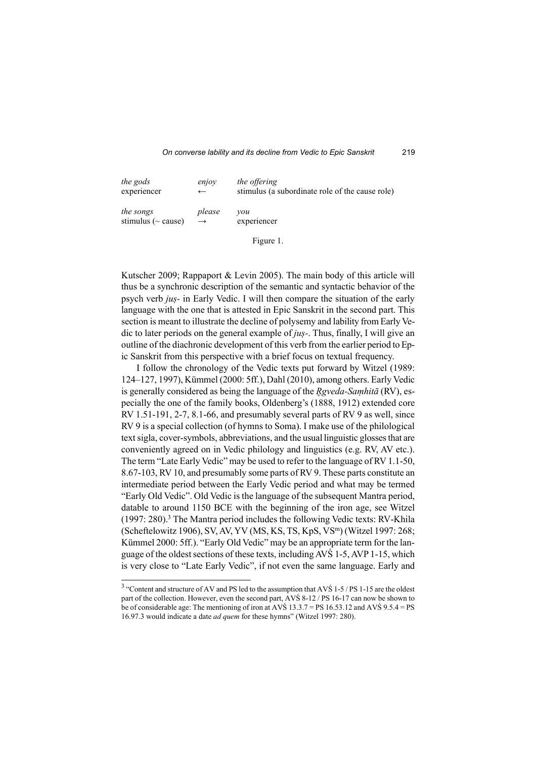| *the gods* | *enjoy* | *the offering* |
|---|---|---|
| experiencer | ← | stimulus (a subordinate role of the cause role) |
| *the songs* | *please* | *you* |
| stimulus (~ cause) | → | experiencer |

Figure 1.

Kutscher 2009; Rappaport & Levin 2005). The main body of this article will thus be a synchronic description of the semantic and syntactic behavior of the psych verb *juṣ-* in Early Vedic. I will then compare the situation of the early language with the one that is attested in Epic Sanskrit in the second part. This section is meant to illustrate the decline of polysemy and lability from Early Vedic to later periods on the general example of *juṣ-*. Thus, finally, I will give an outline of the diachronic development of this verb from the earlier period to Epic Sanskrit from this perspective with a brief focus on textual frequency.

I follow the chronology of the Vedic texts put forward by Witzel (1989: 124–127, 1997), Kümmel (2000: 5ff.), Dahl (2010), among others. Early Vedic is generally considered as being the language of the *Ṛgveda-Saṃhitā* (RV), especially the one of the family books, Oldenberg's (1888, 1912) extended core RV 1.51-191, 2-7, 8.1-66, and presumably several parts of RV 9 as well, since RV 9 is a special collection (of hymns to Soma). I make use of the philological text sigla, cover-symbols, abbreviations, and the usual linguistic glosses that are conveniently agreed on in Vedic philology and linguistics (e.g. RV, AV etc.). The term "Late Early Vedic" may be used to refer to the language of RV 1.1-50, 8.67-103, RV 10, and presumably some parts of RV 9. These parts constitute an intermediate period between the Early Vedic period and what may be termed "Early Old Vedic". Old Vedic is the language of the subsequent Mantra period, datable to around 1150 BCE with the beginning of the iron age, see Witzel (1997: 280).[3] The Mantra period includes the following Vedic texts: RV-Khila (Scheftelowitz 1906), SV, AV, YV (MS, KS, TS, KpS, VS$^{m}$) (Witzel 1997: 268; Kümmel 2000: 5ff.). "Early Old Vedic" may be an appropriate term for the language of the oldest sections of these texts, including AVŚ 1-5, AVP 1-15, which is very close to "Late Early Vedic", if not even the same language. Early and

[3] "Content and structure of AV and PS led to the assumption that AVŚ 1-5 / PS 1-15 are the oldest part of the collection. However, even the second part, AVŚ 8-12 / PS 16-17 can now be shown to be of considerable age: The mentioning of iron at AVŚ 13.3.7 = PS 16.53.12 and AVŚ 9.5.4 = PS 16.97.3 would indicate a date *ad quem* for these hymns" (Witzel 1997: 280).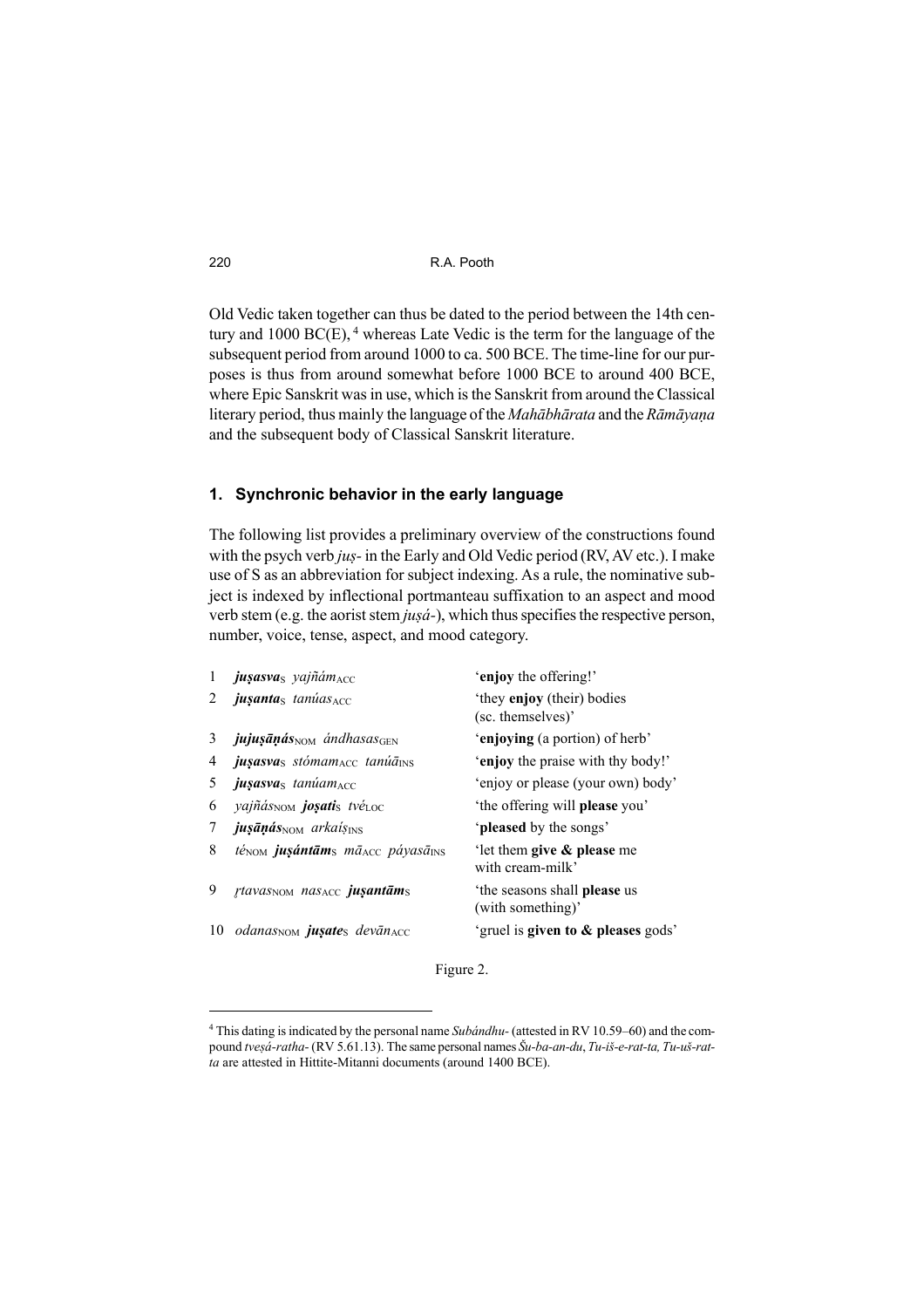Old Vedic taken together can thus be dated to the period between the 14th century and 1000 BC(E), [4] whereas Late Vedic is the term for the language of the subsequent period from around 1000 to ca. 500 BCE. The time-line for our purposes is thus from around somewhat before 1000 BCE to around 400 BCE, where Epic Sanskrit was in use, which is the Sanskrit from around the Classical literary period, thus mainly the language of the *Mahābhārata* and the *Rāmāyaṇa* and the subsequent body of Classical Sanskrit literature.

## 1. Synchronic behavior in the early language

The following list provides a preliminary overview of the constructions found with the psych verb *juṣ-* in the Early and Old Vedic period (RV, AV etc.). I make use of S as an abbreviation for subject indexing. As a rule, the nominative subject is indexed by inflectional portmanteau suffixation to an aspect and mood verb stem (e.g. the aorist stem *juṣá-*), which thus specifies the respective person, number, voice, tense, aspect, and mood category.

| | | |
|---|---|---|
| 1 | ***juṣasva***$_{\text{S}}$ *yajñám*$_{\text{ACC}}$ | '**enjoy** the offering!' |
| 2 | ***juṣanta***$_{\text{S}}$ *tanúas*$_{\text{ACC}}$ | 'they **enjoy** (their) bodies (sc. themselves)' |
| 3 | ***jujuṣāṇás***$_{\text{NOM}}$ *ándhasas*$_{\text{GEN}}$ | '**enjoying** (a portion) of herb' |
| 4 | ***juṣasva***$_{\text{S}}$ *stómam*$_{\text{ACC}}$ *tanúā*$_{\text{INS}}$ | '**enjoy** the praise with thy body!' |
| 5 | ***juṣasva***$_{\text{S}}$ *tanúam*$_{\text{ACC}}$ | 'enjoy or please (your own) body' |
| 6 | *yajñás*$_{\text{NOM}}$ ***joṣati***$_{\text{S}}$ *tvé*$_{\text{LOC}}$ | 'the offering will **please** you' |
| 7 | ***juṣāṇás***$_{\text{NOM}}$ *arkaís*$_{\text{INS}}$ | '**pleased** by the songs' |
| 8 | *té*$_{\text{NOM}}$ ***juṣántām***$_{\text{S}}$ *mā*$_{\text{ACC}}$ *páyasā*$_{\text{INS}}$ | 'let them **give & please** me with cream-milk' |
| 9 | *ṛtavas*$_{\text{NOM}}$ *nas*$_{\text{ACC}}$ ***juṣantām***$_{\text{S}}$ | 'the seasons shall **please** us (with something)' |
| 10 | *odanas*$_{\text{NOM}}$ ***juṣate***$_{\text{S}}$ *devān*$_{\text{ACC}}$ | 'gruel is **given to & pleases** gods' |

Figure 2.

[4] This dating is indicated by the personal name *Subándhu-* (attested in RV 10.59–60) and the compound *tveṣá-ratha-* (RV 5.61.13). The same personal names *Šu-ba-an-du*, *Tu-iš-e-rat-ta, Tu-uš-rat-ta* are attested in Hittite-Mitanni documents (around 1400 BCE).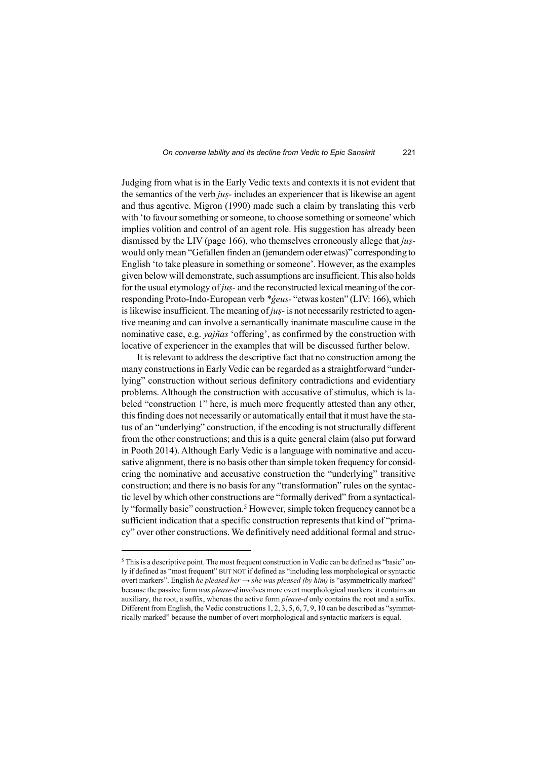Judging from what is in the Early Vedic texts and contexts it is not evident that the semantics of the verb *juṣ-* includes an experiencer that is likewise an agent and thus agentive. Migron (1990) made such a claim by translating this verb with 'to favour something or someone, to choose something or someone' which implies volition and control of an agent role. His suggestion has already been dismissed by the LIV (page 166), who themselves erroneously allege that *juṣ-* would only mean "Gefallen finden an (jemandem oder etwas)" corresponding to English 'to take pleasure in something or someone'. However, as the examples given below will demonstrate, such assumptions are insufficient. This also holds for the usual etymology of *juṣ-* and the reconstructed lexical meaning of the corresponding Proto-Indo-European verb *\*ǵeus-* "etwas kosten" (LIV: 166), which is likewise insufficient. The meaning of *juṣ-* is not necessarily restricted to agentive meaning and can involve a semantically inanimate masculine cause in the nominative case, e.g. *yajñas* 'offering', as confirmed by the construction with locative of experiencer in the examples that will be discussed further below.

It is relevant to address the descriptive fact that no construction among the many constructions in Early Vedic can be regarded as a straightforward "underlying" construction without serious definitory contradictions and evidentiary problems. Although the construction with accusative of stimulus, which is labeled "construction 1" here, is much more frequently attested than any other, this finding does not necessarily or automatically entail that it must have the status of an "underlying" construction, if the encoding is not structurally different from the other constructions; and this is a quite general claim (also put forward in Pooth 2014). Although Early Vedic is a language with nominative and accusative alignment, there is no basis other than simple token frequency for considering the nominative and accusative construction the "underlying" transitive construction; and there is no basis for any "transformation" rules on the syntactic level by which other constructions are "formally derived" from a syntactically "formally basic" construction.[5] However, simple token frequency cannot be a sufficient indication that a specific construction represents that kind of "primacy" over other constructions. We definitively need additional formal and struc-

[5] This is a descriptive point. The most frequent construction in Vedic can be defined as "basic" only if defined as "most frequent" BUT NOT if defined as "including less morphological or syntactic overt markers". English *he pleased her → she was pleased (by him)* is "asymmetrically marked" because the passive form *was please-d* involves more overt morphological markers: it contains an auxiliary, the root, a suffix, whereas the active form *please-d* only contains the root and a suffix. Different from English, the Vedic constructions 1, 2, 3, 5, 6, 7, 9, 10 can be described as "symmetrically marked" because the number of overt morphological and syntactic markers is equal.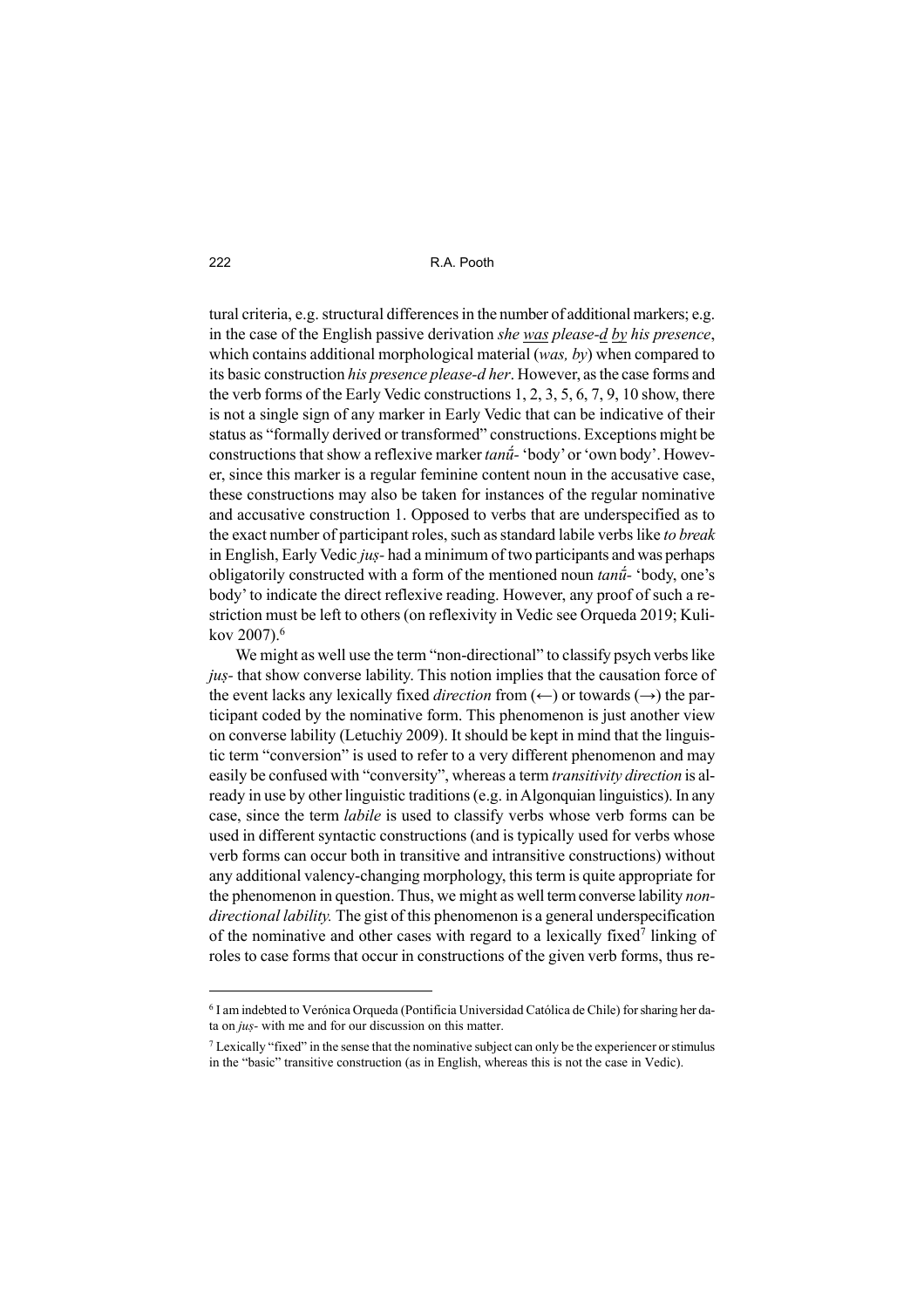tural criteria, e.g. structural differences in the number of additional markers; e.g. in the case of the English passive derivation *she <u>was</u> please-<u>d</u> <u>by</u> his presence*, which contains additional morphological material (*was, by*) when compared to its basic construction *his presence please-d her*. However, as the case forms and the verb forms of the Early Vedic constructions 1, 2, 3, 5, 6, 7, 9, 10 show, there is not a single sign of any marker in Early Vedic that can be indicative of their status as "formally derived or transformed" constructions. Exceptions might be constructions that show a reflexive marker *tanū́-* 'body' or 'own body'. However, since this marker is a regular feminine content noun in the accusative case, these constructions may also be taken for instances of the regular nominative and accusative construction 1. Opposed to verbs that are underspecified as to the exact number of participant roles, such as standard labile verbs like *to break* in English, Early Vedic *juṣ-* had a minimum of two participants and was perhaps obligatorily constructed with a form of the mentioned noun *tanū́-* 'body, one's body' to indicate the direct reflexive reading. However, any proof of such a restriction must be left to others (on reflexivity in Vedic see Orqueda 2019; Kulikov 2007).[6]

We might as well use the term "non-directional" to classify psych verbs like *juṣ-* that show converse lability. This notion implies that the causation force of the event lacks any lexically fixed *direction* from (←) or towards (→) the participant coded by the nominative form. This phenomenon is just another view on converse lability (Letuchiy 2009). It should be kept in mind that the linguistic term "conversion" is used to refer to a very different phenomenon and may easily be confused with "conversity", whereas a term *transitivity direction* is already in use by other linguistic traditions (e.g. in Algonquian linguistics). In any case, since the term *labile* is used to classify verbs whose verb forms can be used in different syntactic constructions (and is typically used for verbs whose verb forms can occur both in transitive and intransitive constructions) without any additional valency-changing morphology, this term is quite appropriate for the phenomenon in question. Thus, we might as well term converse lability *non-directional lability.* The gist of this phenomenon is a general underspecification of the nominative and other cases with regard to a lexically fixed[7] linking of roles to case forms that occur in constructions of the given verb forms, thus re-

---

[6] I am indebted to Verónica Orqueda (Pontificia Universidad Católica de Chile) for sharing her data on *juṣ-* with me and for our discussion on this matter.

[7] Lexically "fixed" in the sense that the nominative subject can only be the experiencer or stimulus in the "basic" transitive construction (as in English, whereas this is not the case in Vedic).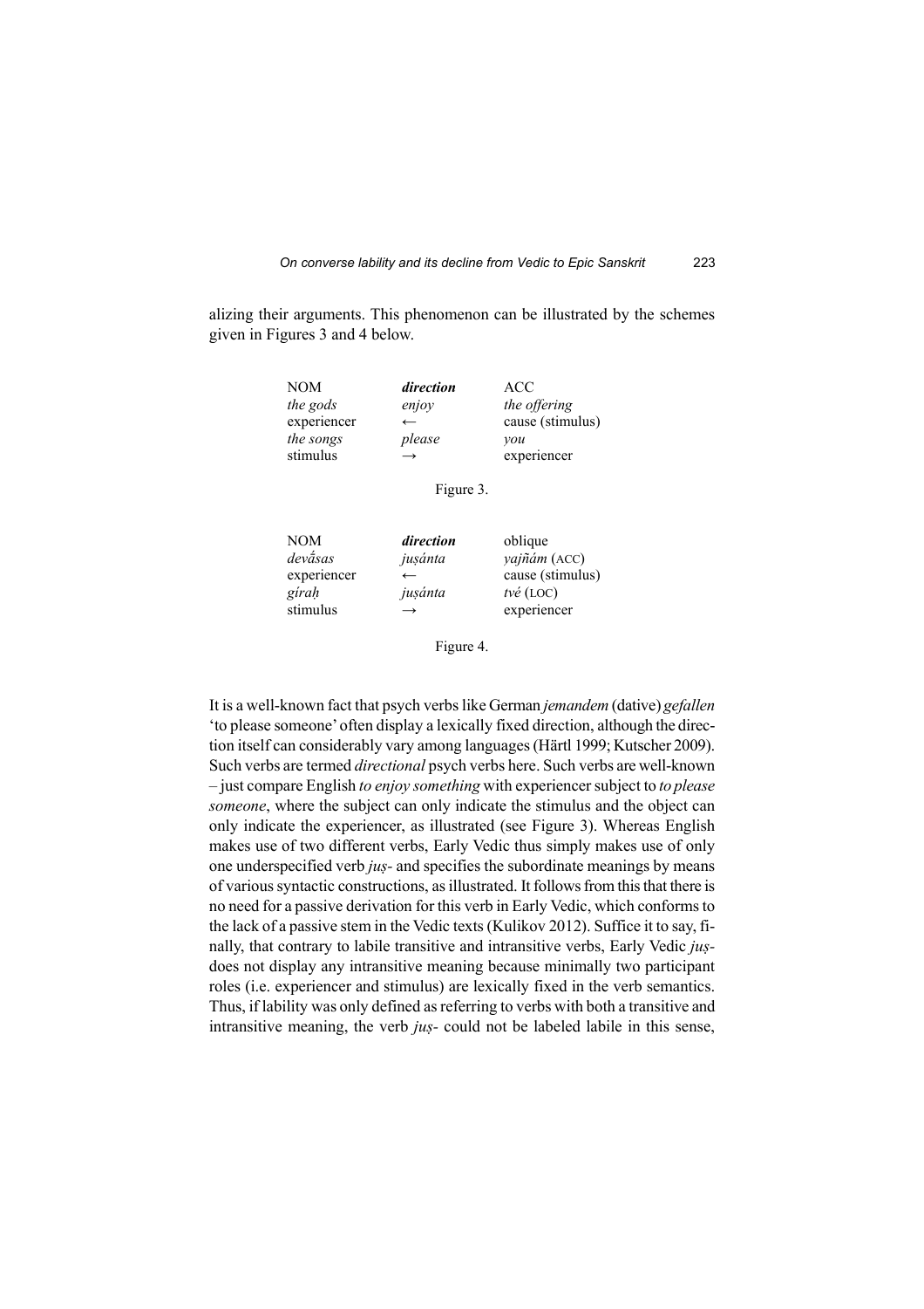alizing their arguments. This phenomenon can be illustrated by the schemes given in Figures 3 and 4 below.

| NOM | ***direction*** | ACC |
|---|---|---|
| *the gods* | *enjoy* | *the offering* |
| experiencer | ← | cause (stimulus) |
| *the songs* | *please* | *you* |
| stimulus | → | experiencer |

Figure 3.

| NOM | ***direction*** | oblique |
|---|---|---|
| *devā́sas* | *juṣánta* | *yajñám* (ACC) |
| experiencer | ← | cause (stimulus) |
| *gíraḥ* | *juṣánta* | *tvé* (LOC) |
| stimulus | → | experiencer |

Figure 4.

It is a well-known fact that psych verbs like German *jemandem* (dative) *gefallen* 'to please someone' often display a lexically fixed direction, although the direction itself can considerably vary among languages (Härtl 1999; Kutscher 2009). Such verbs are termed *directional* psych verbs here. Such verbs are well-known – just compare English *to enjoy something* with experiencer subject to *to please someone*, where the subject can only indicate the stimulus and the object can only indicate the experiencer, as illustrated (see Figure 3). Whereas English makes use of two different verbs, Early Vedic thus simply makes use of only one underspecified verb *juṣ-* and specifies the subordinate meanings by means of various syntactic constructions, as illustrated. It follows from this that there is no need for a passive derivation for this verb in Early Vedic, which conforms to the lack of a passive stem in the Vedic texts (Kulikov 2012). Suffice it to say, finally, that contrary to labile transitive and intransitive verbs, Early Vedic *juṣ-* does not display any intransitive meaning because minimally two participant roles (i.e. experiencer and stimulus) are lexically fixed in the verb semantics. Thus, if lability was only defined as referring to verbs with both a transitive and intransitive meaning, the verb *juṣ-* could not be labeled labile in this sense,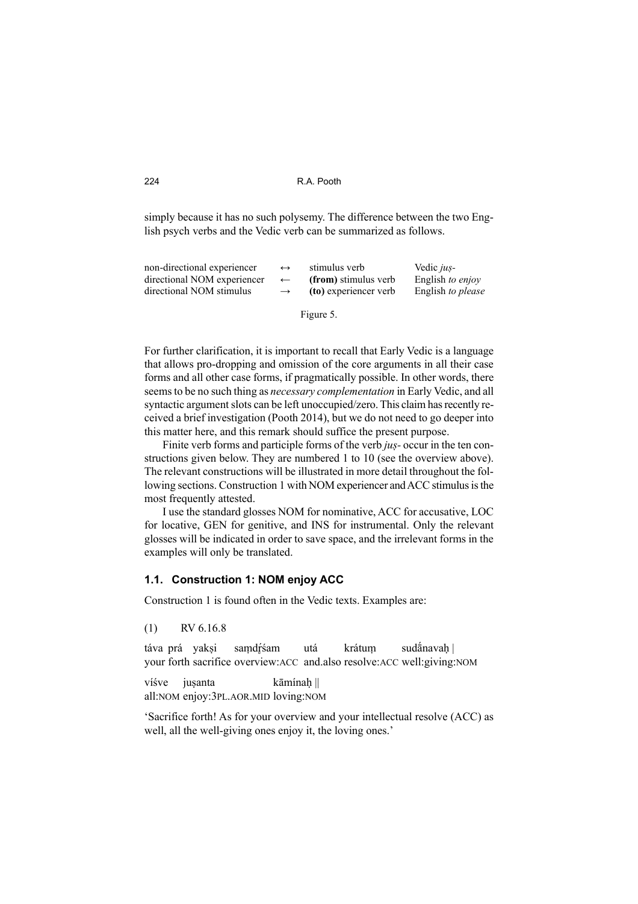simply because it has no such polysemy. The difference between the two English psych verbs and the Vedic verb can be summarized as follows.

| | | | |
|---|---|---|---|
| non-directional experiencer | ↔ | stimulus verb | Vedic *juṣ-* |
| directional NOM experiencer | ← | **(from)** stimulus verb | English *to enjoy* |
| directional NOM stimulus | → | **(to)** experiencer verb | English *to please* |

Figure 5.

For further clarification, it is important to recall that Early Vedic is a language that allows pro-dropping and omission of the core arguments in all their case forms and all other case forms, if pragmatically possible. In other words, there seems to be no such thing as *necessary complementation* in Early Vedic, and all syntactic argument slots can be left unoccupied/zero. This claim has recently received a brief investigation (Pooth 2014), but we do not need to go deeper into this matter here, and this remark should suffice the present purpose.

Finite verb forms and participle forms of the verb *juṣ-* occur in the ten constructions given below. They are numbered 1 to 10 (see the overview above). The relevant constructions will be illustrated in more detail throughout the following sections. Construction 1 with NOM experiencer and ACC stimulus is the most frequently attested.

I use the standard glosses NOM for nominative, ACC for accusative, LOC for locative, GEN for genitive, and INS for instrumental. Only the relevant glosses will be indicated in order to save space, and the irrelevant forms in the examples will only be translated.

### 1.1. Construction 1: NOM enjoy ACC

Construction 1 is found often in the Vedic texts. Examples are:

(1) RV 6.16.8

táva prá yakṣi saṃdṛ́śam utá krátuṃ sudā́navaḥ |
your forth sacrifice overview:ACC and.also resolve:ACC well:giving:NOM

víśve juṣanta kāmínaḥ ||
all:NOM enjoy:3PL.AOR.MID loving:NOM

'Sacrifice forth! As for your overview and your intellectual resolve (ACC) as well, all the well-giving ones enjoy it, the loving ones.'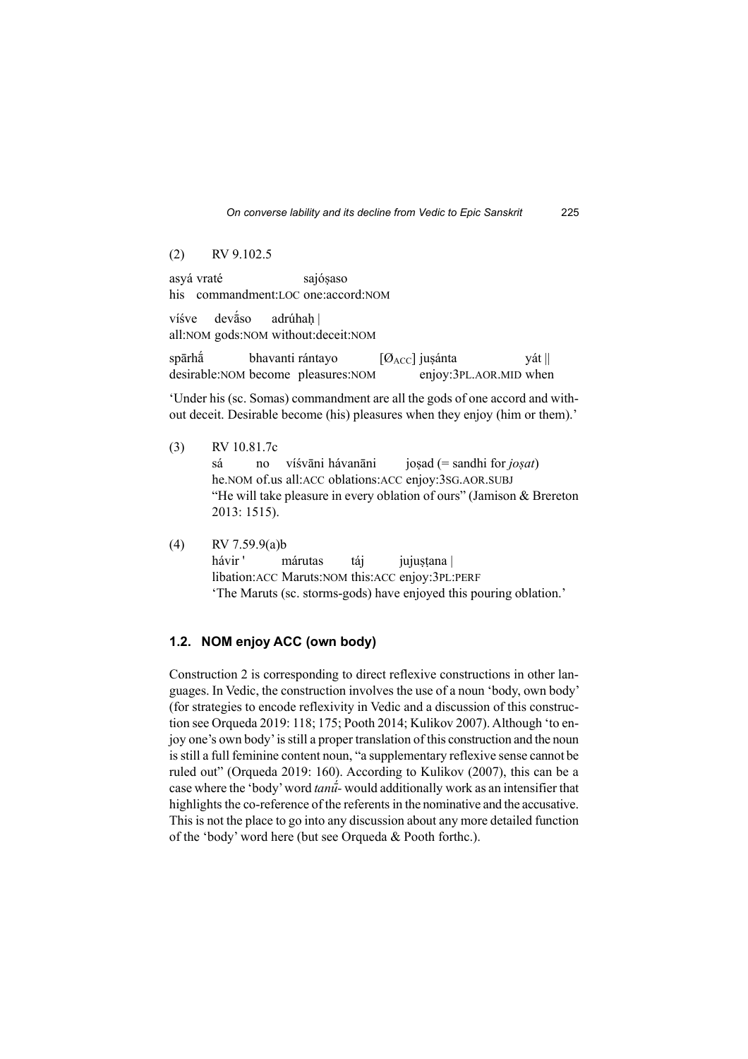(2) RV 9.102.5

asyá vraté sajóṣaso
his commandment:LOC one:accord:NOM

víśve devā́so adrúhaḥ |
all:NOM gods:NOM without:deceit:NOM

spārhā́ bhavanti rántayo [Ø$_{ACC}$] juṣánta yát ||
desirable:NOM become pleasures:NOM enjoy:3PL.AOR.MID when

'Under his (sc. Somas) commandment are all the gods of one accord and without deceit. Desirable become (his) pleasures when they enjoy (him or them).'

(3) RV 10.81.7c
sá no víśvāni hávanāni joṣad (= sandhi for *joṣat*)
he.NOM of.us all:ACC oblations:ACC enjoy:3SG.AOR.SUBJ
"He will take pleasure in every oblation of ours" (Jamison & Brereton 2013: 1515).

(4) RV 7.59.9(a)b
hávir ' márutas táj jujuṣṭana |
libation:ACC Maruts:NOM this:ACC enjoy:3PL:PERF
'The Maruts (sc. storms-gods) have enjoyed this pouring oblation.'

### 1.2. NOM enjoy ACC (own body)

Construction 2 is corresponding to direct reflexive constructions in other languages. In Vedic, the construction involves the use of a noun 'body, own body' (for strategies to encode reflexivity in Vedic and a discussion of this construction see Orqueda 2019: 118; 175; Pooth 2014; Kulikov 2007). Although 'to enjoy one's own body' is still a proper translation of this construction and the noun is still a full feminine content noun, "a supplementary reflexive sense cannot be ruled out" (Orqueda 2019: 160). According to Kulikov (2007), this can be a case where the 'body' word *tanū́-* would additionally work as an intensifier that highlights the co-reference of the referents in the nominative and the accusative. This is not the place to go into any discussion about any more detailed function of the 'body' word here (but see Orqueda & Pooth forthc.).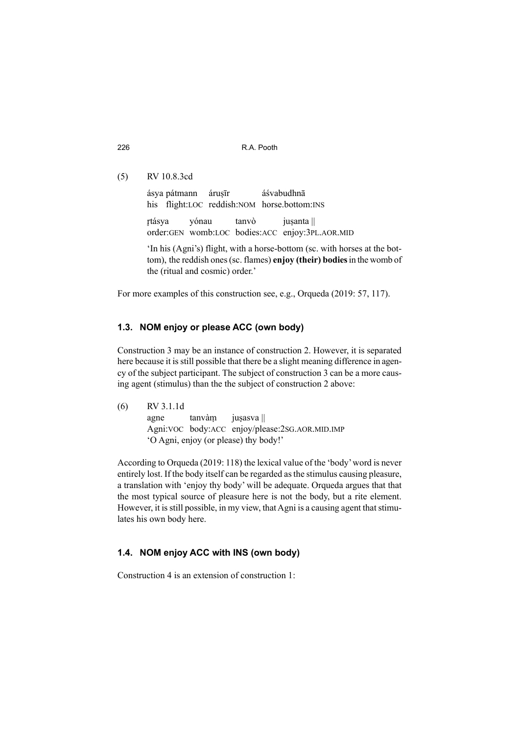(5) RV 10.8.3cd

ásya pátmann áruṣīr áśvabudhnā
his flight:LOC reddish:NOM horse.bottom:INS

ṛtásya yónau tanvò juṣanta ||
order:GEN womb:LOC bodies:ACC enjoy:3PL.AOR.MID

'In his (Agni's) flight, with a horse-bottom (sc. with horses at the bottom), the reddish ones (sc. flames) **enjoy (their) bodies** in the womb of the (ritual and cosmic) order.'

For more examples of this construction see, e.g., Orqueda (2019: 57, 117).

### 1.3. NOM enjoy or please ACC (own body)

Construction 3 may be an instance of construction 2. However, it is separated here because it is still possible that there be a slight meaning difference in agency of the subject participant. The subject of construction 3 can be a more causing agent (stimulus) than the the subject of construction 2 above:

(6) RV 3.1.1d
agne tanvàṃ juṣasva ||
Agni:VOC body:ACC enjoy/please:2SG.AOR.MID.IMP
'O Agni, enjoy (or please) thy body!'

According to Orqueda (2019: 118) the lexical value of the 'body' word is never entirely lost. If the body itself can be regarded as the stimulus causing pleasure, a translation with 'enjoy thy body' will be adequate. Orqueda argues that that the most typical source of pleasure here is not the body, but a rite element. However, it is still possible, in my view, that Agni is a causing agent that stimulates his own body here.

### 1.4. NOM enjoy ACC with INS (own body)

Construction 4 is an extension of construction 1: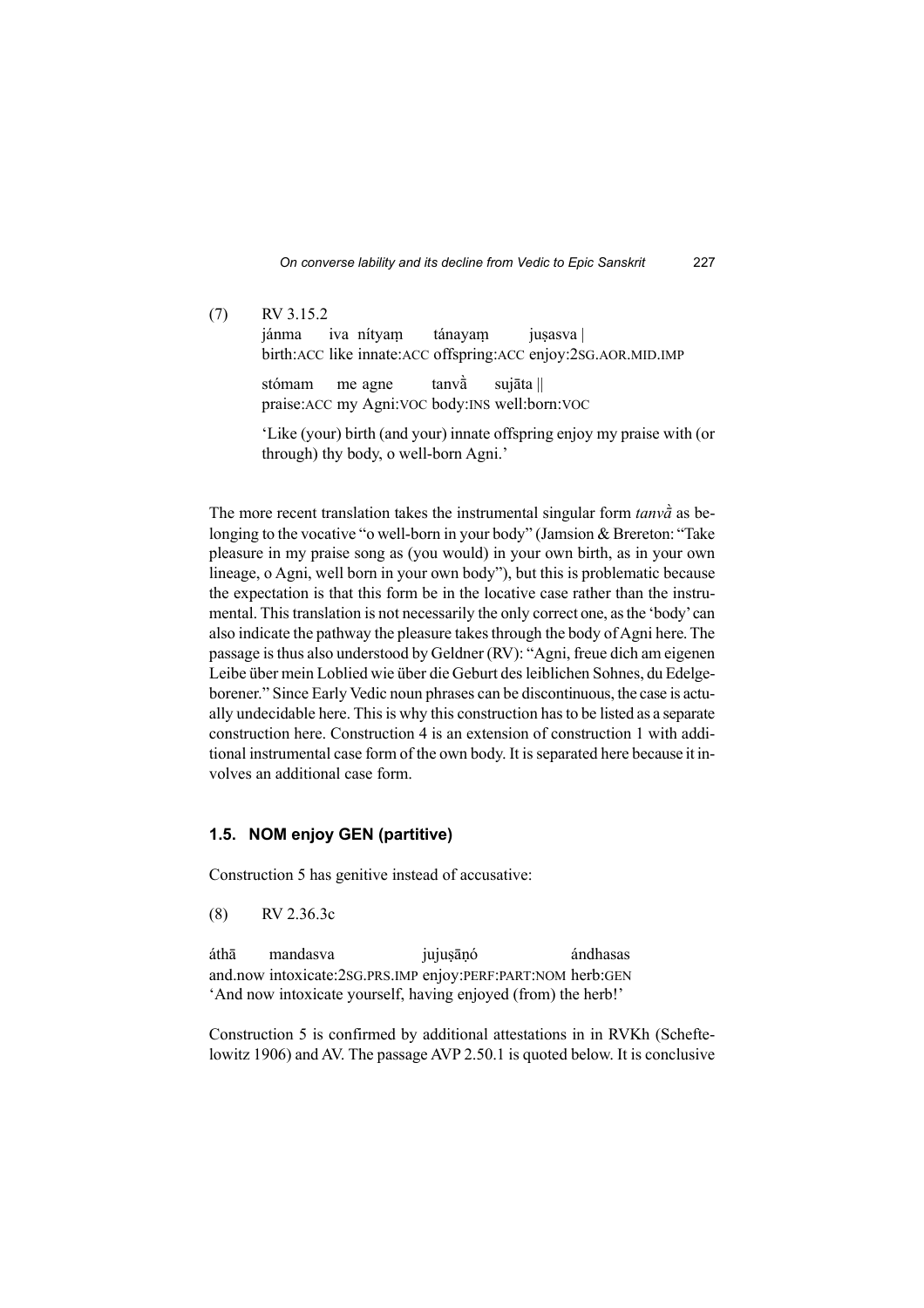(7) RV 3.15.2

jánma iva nítyaṃ tánayaṃ juṣasva |
birth:ACC like innate:ACC offspring:ACC enjoy:2SG.AOR.MID.IMP

stómam me agne tanvā̀ sujāta ||
praise:ACC my Agni:VOC body:INS well:born:VOC

'Like (your) birth (and your) innate offspring enjoy my praise with (or through) thy body, o well-born Agni.'

The more recent translation takes the instrumental singular form *tanvā̀* as belonging to the vocative "o well-born in your body" (Jamsion & Brereton: "Take pleasure in my praise song as (you would) in your own birth, as in your own lineage, o Agni, well born in your own body"), but this is problematic because the expectation is that this form be in the locative case rather than the instrumental. This translation is not necessarily the only correct one, as the 'body' can also indicate the pathway the pleasure takes through the body of Agni here. The passage is thus also understood by Geldner (RV): "Agni, freue dich am eigenen Leibe über mein Loblied wie über die Geburt des leiblichen Sohnes, du Edelgeborener." Since Early Vedic noun phrases can be discontinuous, the case is actually undecidable here. This is why this construction has to be listed as a separate construction here. Construction 4 is an extension of construction 1 with additional instrumental case form of the own body. It is separated here because it involves an additional case form.

### 1.5. NOM enjoy GEN (partitive)

Construction 5 has genitive instead of accusative:

(8) RV 2.36.3c

áthā mandasva jujuṣāṇó ándhasas
and.now intoxicate:2SG.PRS.IMP enjoy:PERF:PART:NOM herb:GEN
'And now intoxicate yourself, having enjoyed (from) the herb!'

Construction 5 is confirmed by additional attestations in in RVKh (Scheftelowitz 1906) and AV. The passage AVP 2.50.1 is quoted below. It is conclusive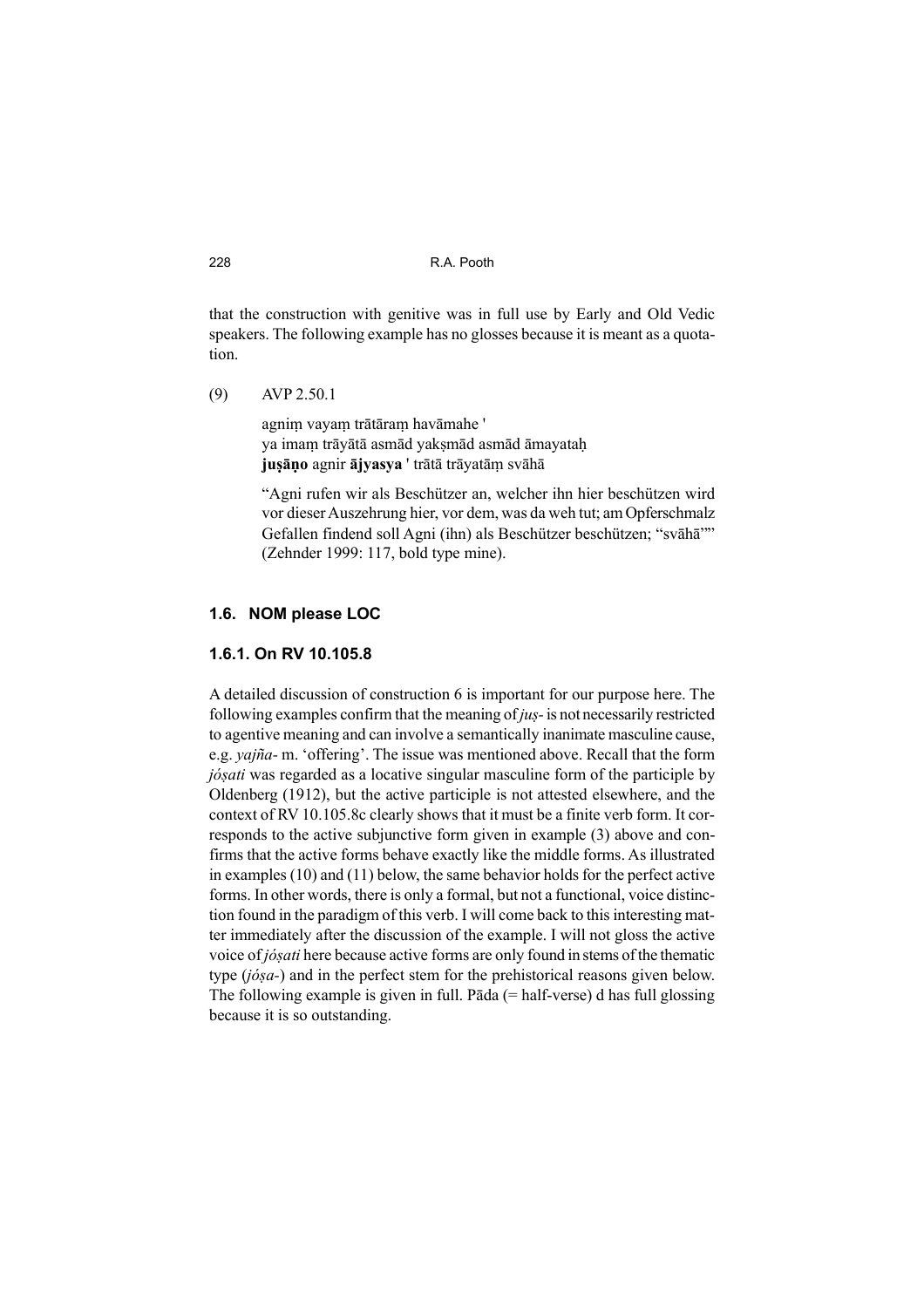that the construction with genitive was in full use by Early and Old Vedic speakers. The following example has no glosses because it is meant as a quotation.

(9) AVP 2.50.1

> agniṃ vayaṃ trātāraṃ havāmahe '
> ya imaṃ trāyātā asmād yakṣmād asmād āmayataḥ
> **juṣāṇo** agnir **ājyasya** ' trātā trāyatāṃ svāhā
>
> "Agni rufen wir als Beschützer an, welcher ihn hier beschützen wird vor dieser Auszehrung hier, vor dem, was da weh tut; am Opferschmalz Gefallen findend soll Agni (ihn) als Beschützer beschützen; "svāhā"" (Zehnder 1999: 117, bold type mine).

### 1.6. NOM please LOC

#### 1.6.1. On RV 10.105.8

A detailed discussion of construction 6 is important for our purpose here. The following examples confirm that the meaning of *juṣ-* is not necessarily restricted to agentive meaning and can involve a semantically inanimate masculine cause, e.g. *yajña-* m. 'offering'. The issue was mentioned above. Recall that the form *jóṣati* was regarded as a locative singular masculine form of the participle by Oldenberg (1912), but the active participle is not attested elsewhere, and the context of RV 10.105.8c clearly shows that it must be a finite verb form. It corresponds to the active subjunctive form given in example (3) above and confirms that the active forms behave exactly like the middle forms. As illustrated in examples (10) and (11) below, the same behavior holds for the perfect active forms. In other words, there is only a formal, but not a functional, voice distinction found in the paradigm of this verb. I will come back to this interesting matter immediately after the discussion of the example. I will not gloss the active voice of *jóṣati* here because active forms are only found in stems of the thematic type (*jóṣa-*) and in the perfect stem for the prehistorical reasons given below. The following example is given in full. Pāda (= half-verse) d has full glossing because it is so outstanding.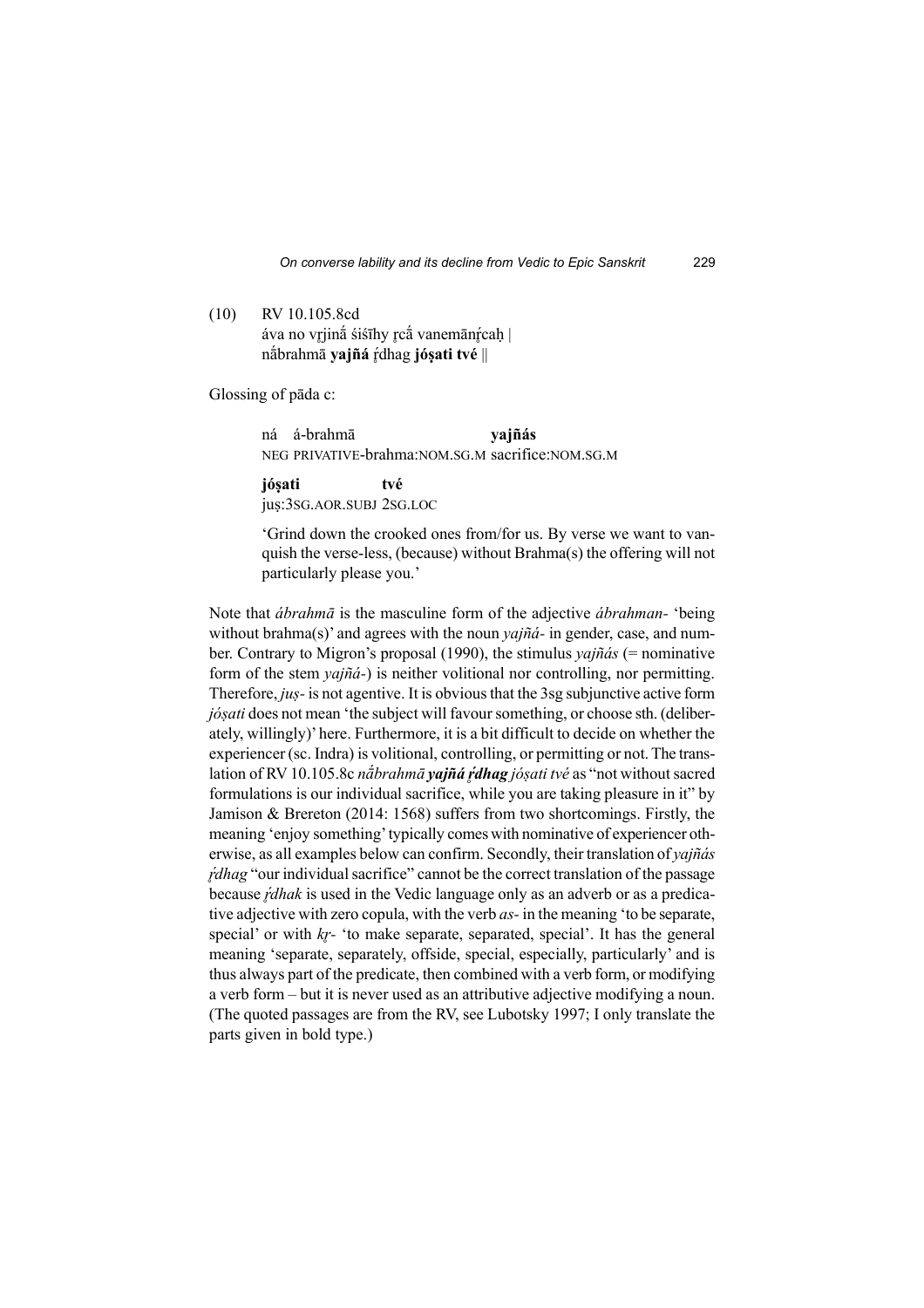(10) RV 10.105.8cd
áva no vr̥jinā́ śiśīhy r̥cā́ vanemānŕ̥caḥ |
nā́brahmā **yajñá** ŕ̥dhag **jóṣati tvé** ||

Glossing of pāda c:

ná á-brahmā **yajñás**
NEG PRIVATIVE-brahma:NOM.SG.M sacrifice:NOM.SG.M

**jóṣati tvé**
juṣ:3SG.AOR.SUBJ 2SG.LOC

'Grind down the crooked ones from/for us. By verse we want to vanquish the verse-less, (because) without Brahma(s) the offering will not particularly please you.'

Note that *ábrahmā* is the masculine form of the adjective *ábrahman-* 'being without brahma(s)' and agrees with the noun *yajñá-* in gender, case, and number. Contrary to Migron's proposal (1990), the stimulus *yajñás* (= nominative form of the stem *yajñá-*) is neither volitional nor controlling, nor permitting. Therefore, *juṣ-* is not agentive. It is obvious that the 3sg subjunctive active form *jóṣati* does not mean 'the subject will favour something, or choose sth. (deliberately, willingly)' here. Furthermore, it is a bit difficult to decide on whether the experiencer (sc. Indra) is volitional, controlling, or permitting or not. The translation of RV 10.105.8c *nā́brahmā* ***yajñá ŕ̥dhag*** *jóṣati tvé* as "not without sacred formulations is our individual sacrifice, while you are taking pleasure in it" by Jamison & Brereton (2014: 1568) suffers from two shortcomings. Firstly, the meaning 'enjoy something' typically comes with nominative of experiencer otherwise, as all examples below can confirm. Secondly, their translation of *yajñás ŕ̥dhag* "our individual sacrifice" cannot be the correct translation of the passage because *ŕ̥dhak* is used in the Vedic language only as an adverb or as a predicative adjective with zero copula, with the verb *as-* in the meaning 'to be separate, special' or with *kr̥-* 'to make separate, separated, special'. It has the general meaning 'separate, separately, offside, special, especially, particularly' and is thus always part of the predicate, then combined with a verb form, or modifying a verb form – but it is never used as an attributive adjective modifying a noun. (The quoted passages are from the RV, see Lubotsky 1997; I only translate the parts given in bold type.)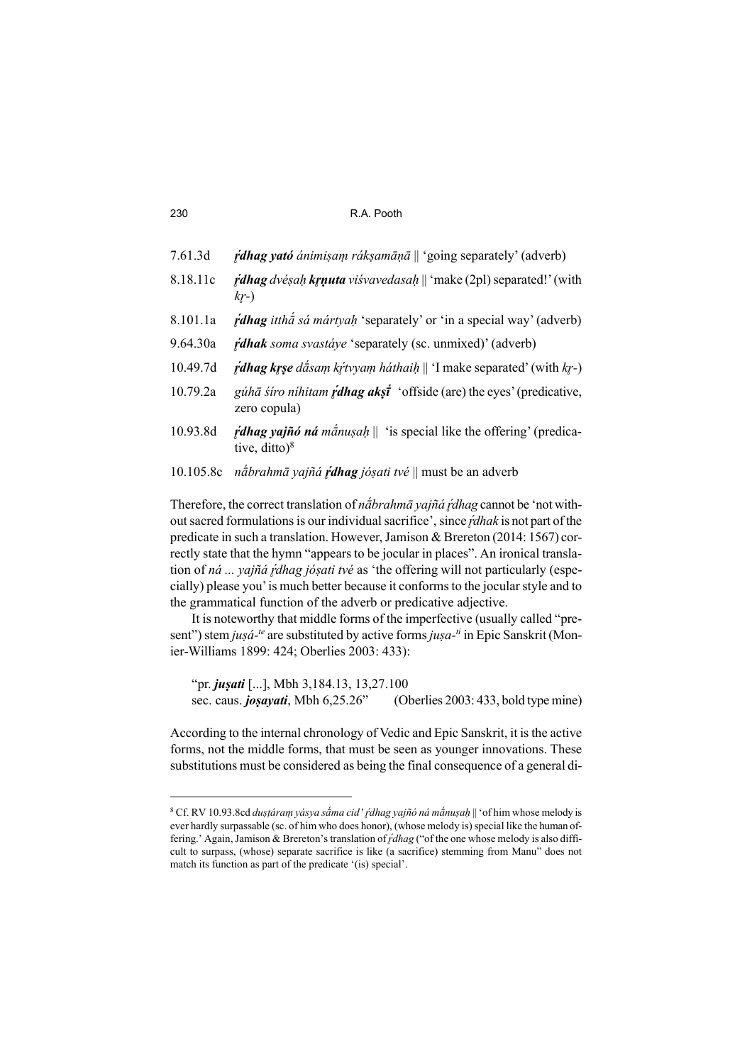| | |
|---|---|
| 7.61.3d | ***ŕ̥dhag** yató ánimiṣaṃ rákṣamāṇā* ‖ 'going separately' (adverb) |
| 8.18.11c | ***ŕ̥dhag** dvéṣaḥ **kr̥ṇuta** viśvavedasaḥ* ‖ 'make (2pl) separated!' (with *kr̥-*) |
| 8.101.1a | ***ŕ̥dhag** itthā́ sá mártyaḥ* 'separately' or 'in a special way' (adverb) |
| 9.64.30a | ***ŕ̥dhak** soma svastáye* 'separately (sc. unmixed)' (adverb) |
| 10.49.7d | ***ŕ̥dhag kr̥ṣe** dā́saṃ kŕ̥tvyaṃ háthaiḥ* ‖ 'I make separated' (with *kr̥-*) |
| 10.79.2a | *gúhā śíro níhitam **ŕ̥dhag akṣī́*** 'offside (are) the eyes' (predicative, zero copula) |
| 10.93.8d | ***ŕ̥dhag yajñó ná** mā́nuṣaḥ* ‖ 'is special like the offering' (predicative, ditto)[8] |
| 10.105.8c | *nā́brahmā yajñá **ŕ̥dhag** jóṣati tvé* ‖ must be an adverb |

Therefore, the correct translation of *nā́brahmā yajñá ŕ̥dhag* cannot be 'not without sacred formulations is our individual sacrifice', since *ŕ̥dhak* is not part of the predicate in such a translation. However, Jamison & Brereton (2014: 1567) correctly state that the hymn "appears to be jocular in places". An ironical translation of *ná ... yajñá ŕ̥dhag jóṣati tvé* as 'the offering will not particularly (especially) please you' is much better because it conforms to the jocular style and to the grammatical function of the adverb or predicative adjective.

It is noteworthy that middle forms of the imperfective (usually called "present") stem *juṣá-te* are substituted by active forms *juṣa-ti* in Epic Sanskrit (Monier-Williams 1899: 424; Oberlies 2003: 433):

> "pr. ***juṣati*** [...], Mbh 3,184.13, 13,27.100
> sec. caus. ***joṣayati***, Mbh 6,25.26" (Oberlies 2003: 433, bold type mine)

According to the internal chronology of Vedic and Epic Sanskrit, it is the active forms, not the middle forms, that must be seen as younger innovations. These substitutions must be considered as being the final consequence of a general di-

---

[8] Cf. RV 10.93.8cd *duṣṭáraṃ yásya sā́ma cid' ŕ̥dhag yajñó ná mā́nuṣaḥ* ‖ 'of him whose melody is ever hardly surpassable (sc. of him who does honor), (whose melody is) special like the human offering.' Again, Jamison & Brereton's translation of *ŕ̥dhag* ("of the one whose melody is also difficult to surpass, (whose) separate sacrifice is like (a sacrifice) stemming from Manu" does not match its function as part of the predicate '(is) special'.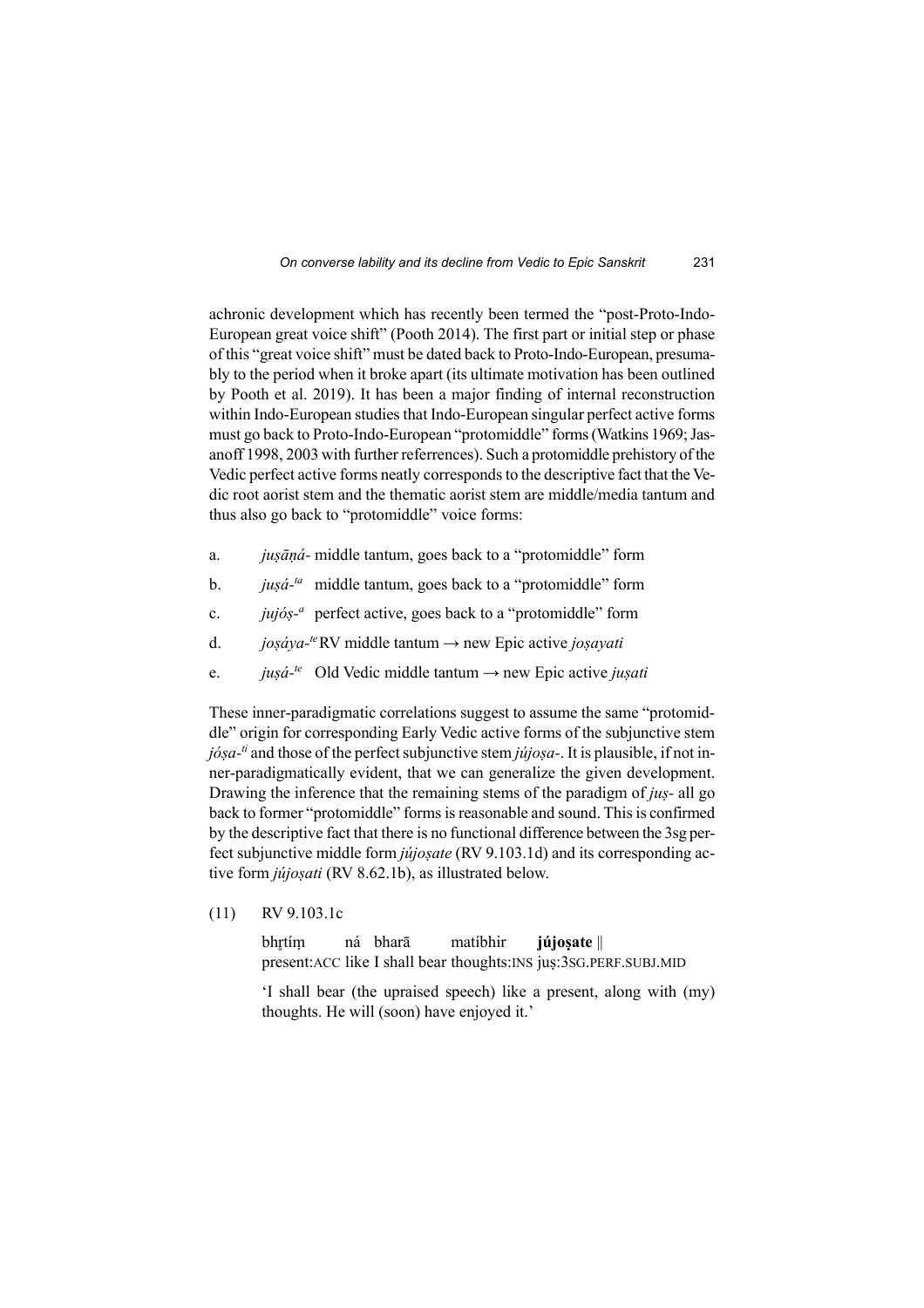achronic development which has recently been termed the "post-Proto-Indo-European great voice shift" (Pooth 2014). The first part or initial step or phase of this "great voice shift" must be dated back to Proto-Indo-European, presumably to the period when it broke apart (its ultimate motivation has been outlined by Pooth et al. 2019). It has been a major finding of internal reconstruction within Indo-European studies that Indo-European singular perfect active forms must go back to Proto-Indo-European "protomiddle" forms (Watkins 1969; Jasanoff 1998, 2003 with further referrences). Such a protomiddle prehistory of the Vedic perfect active forms neatly corresponds to the descriptive fact that the Vedic root aorist stem and the thematic aorist stem are middle/media tantum and thus also go back to "protomiddle" voice forms:

a. *juṣāṇá-* middle tantum, goes back to a "protomiddle" form

b. *juṣá-*[ta] middle tantum, goes back to a "protomiddle" form

c. *jujóṣ-*[a] perfect active, goes back to a "protomiddle" form

d. *joṣáya-*[te] RV middle tantum → new Epic active *joṣayati*

e. *juṣá-*[te] Old Vedic middle tantum → new Epic active *juṣati*

These inner-paradigmatic correlations suggest to assume the same "protomiddle" origin for corresponding Early Vedic active forms of the subjunctive stem *jóṣa-*[ti] and those of the perfect subjunctive stem *jújoṣa-*. It is plausible, if not inner-paradigmatically evident, that we can generalize the given development. Drawing the inference that the remaining stems of the paradigm of *juṣ-* all go back to former "protomiddle" forms is reasonable and sound. This is confirmed by the descriptive fact that there is no functional difference between the 3sg perfect subjunctive middle form *jújoṣate* (RV 9.103.1d) and its corresponding active form *jújoṣati* (RV 8.62.1b), as illustrated below.

(11) RV 9.103.1c

| bhr̥tíṃ | ná | bharā | matíbhir | **jújoṣate** ‖ |
|---|---|---|---|---|
| present:ACC | like | I shall bear | thoughts:INS | juṣ:3SG.PERF.SUBJ.MID |

'I shall bear (the upraised speech) like a present, along with (my) thoughts. He will (soon) have enjoyed it.'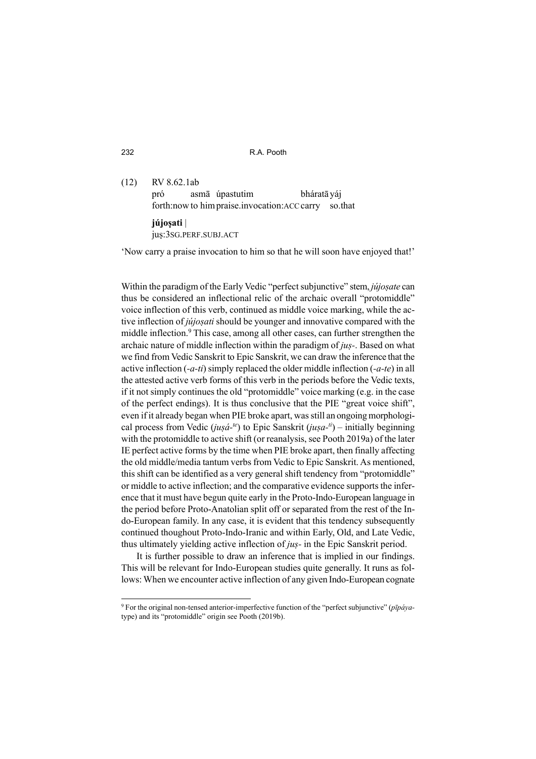(12) RV 8.62.1ab

| | | | | |
|---|---|---|---|---|
| pró | asmā | úpastutim | bháratā | yáj |
| forth:now | to him | praise.invocation:ACC | carry | so.that |

**újoṣati** |
juṣ:3SG.PERF.SUBJ.ACT

'Now carry a praise invocation to him so that he will soon have enjoyed that!'

Within the paradigm of the Early Vedic "perfect subjunctive" stem, *jújoṣate* can thus be considered an inflectional relic of the archaic overall "protomiddle" voice inflection of this verb, continued as middle voice marking, while the active inflection of *jújoṣati* should be younger and innovative compared with the middle inflection.[9] This case, among all other cases, can further strengthen the archaic nature of middle inflection within the paradigm of *juṣ-*. Based on what we find from Vedic Sanskrit to Epic Sanskrit, we can draw the inference that the active inflection (*-a-ti*) simply replaced the older middle inflection (*-a-te*) in all the attested active verb forms of this verb in the periods before the Vedic texts, if it not simply continues the old "protomiddle" voice marking (e.g. in the case of the perfect endings). It is thus conclusive that the PIE "great voice shift", even if it already began when PIE broke apart, was still an ongoing morphological process from Vedic (*juṣá-$^{te}$*) to Epic Sanskrit (*juṣa-$^{ti}$*) – initially beginning with the protomiddle to active shift (or reanalysis, see Pooth 2019a) of the later IE perfect active forms by the time when PIE broke apart, then finally affecting the old middle/media tantum verbs from Vedic to Epic Sanskrit. As mentioned, this shift can be identified as a very general shift tendency from "protomiddle" or middle to active inflection; and the comparative evidence supports the inference that it must have begun quite early in the Proto-Indo-European language in the period before Proto-Anatolian split off or separated from the rest of the Indo-European family. In any case, it is evident that this tendency subsequently continued thoughout Proto-Indo-Iranic and within Early, Old, and Late Vedic, thus ultimately yielding active inflection of *juṣ-* in the Epic Sanskrit period.

It is further possible to draw an inference that is implied in our findings. This will be relevant for Indo-European studies quite generally. It runs as follows: When we encounter active inflection of any given Indo-European cognate

[9] For the original non-tensed anterior-imperfective function of the "perfect subjunctive" (*pīpáya*-type) and its "protomiddle" origin see Pooth (2019b).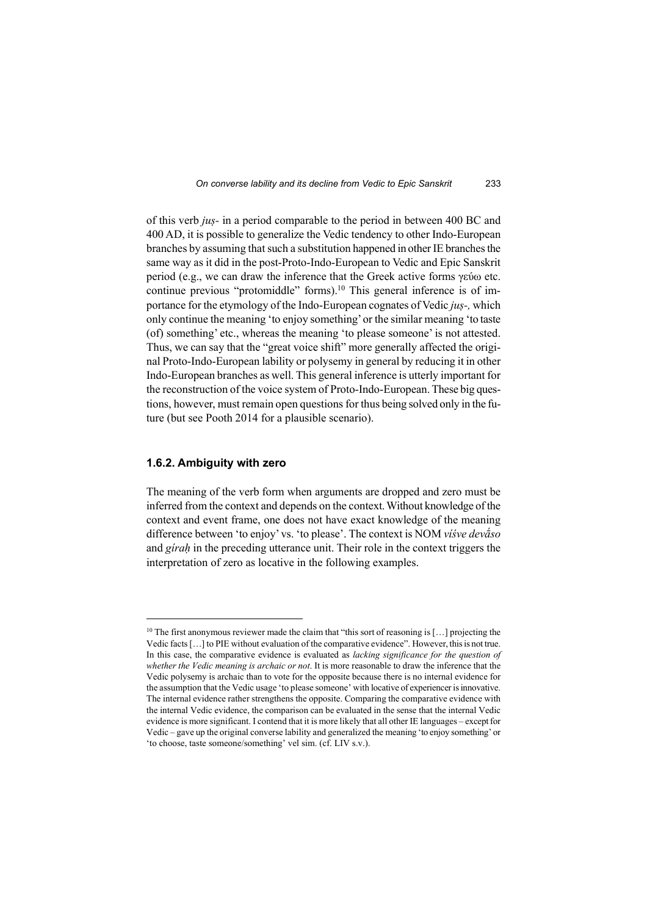of this verb *juṣ-* in a period comparable to the period in between 400 BC and 400 AD, it is possible to generalize the Vedic tendency to other Indo-European branches by assuming that such a substitution happened in other IE branches the same way as it did in the post-Proto-Indo-European to Vedic and Epic Sanskrit period (e.g., we can draw the inference that the Greek active forms γεύω etc. continue previous "protomiddle" forms).[10] This general inference is of importance for the etymology of the Indo-European cognates of Vedic *juṣ-,* which only continue the meaning 'to enjoy something' or the similar meaning 'to taste (of) something' etc., whereas the meaning 'to please someone' is not attested. Thus, we can say that the "great voice shift" more generally affected the original Proto-Indo-European lability or polysemy in general by reducing it in other Indo-European branches as well. This general inference is utterly important for the reconstruction of the voice system of Proto-Indo-European. These big questions, however, must remain open questions for thus being solved only in the future (but see Pooth 2014 for a plausible scenario).

### 1.6.2. Ambiguity with zero

The meaning of the verb form when arguments are dropped and zero must be inferred from the context and depends on the context. Without knowledge of the context and event frame, one does not have exact knowledge of the meaning difference between 'to enjoy' vs. 'to please'. The context is NOM *víśve devā́so* and *gíraḥ* in the preceding utterance unit. Their role in the context triggers the interpretation of zero as locative in the following examples.

---

[10] The first anonymous reviewer made the claim that "this sort of reasoning is […] projecting the Vedic facts […] to PIE without evaluation of the comparative evidence". However, this is not true. In this case, the comparative evidence is evaluated as *lacking significance for the question of whether the Vedic meaning is archaic or not*. It is more reasonable to draw the inference that the Vedic polysemy is archaic than to vote for the opposite because there is no internal evidence for the assumption that the Vedic usage 'to please someone' with locative of experiencer is innovative. The internal evidence rather strengthens the opposite. Comparing the comparative evidence with the internal Vedic evidence, the comparison can be evaluated in the sense that the internal Vedic evidence is more significant. I contend that it is more likely that all other IE languages – except for Vedic – gave up the original converse lability and generalized the meaning 'to enjoy something' or 'to choose, taste someone/something' vel sim. (cf. LIV s.v.).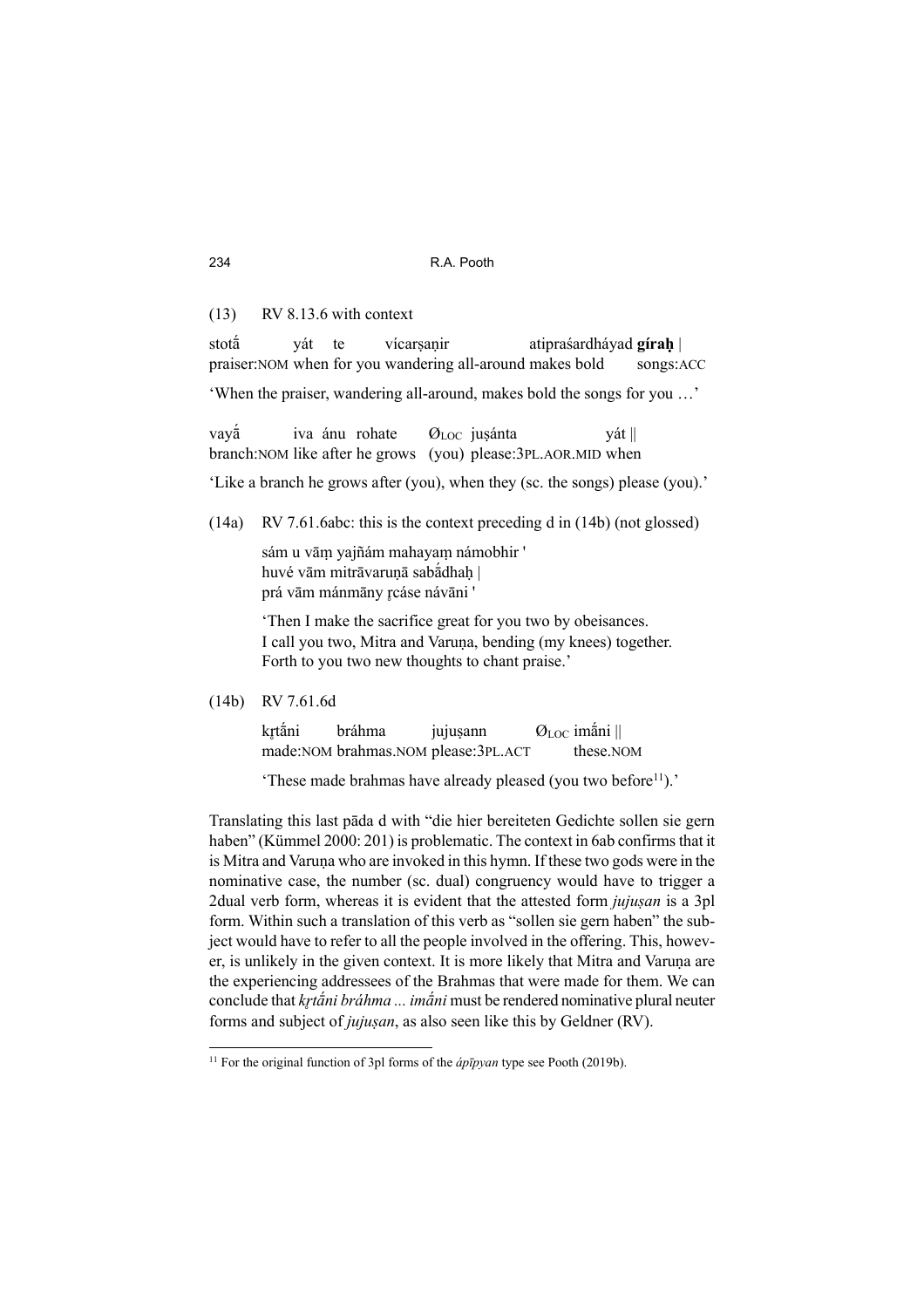(13) RV 8.13.6 with context

stotā́ yát te vícarṣaṇir atipraśardháyad **gíraḥ** |
praiser:NOM when for you wandering all-around makes bold songs:ACC

'When the praiser, wandering all-around, makes bold the songs for you …'

vayā́ iva ánu rohate $Ø_{LOC}$ juṣánta yát ||
branch:NOM like after he grows (you) please:3PL.AOR.MID when

'Like a branch he grows after (you), when they (sc. the songs) please (you).'

(14a) RV 7.61.6abc: this is the context preceding d in (14b) (not glossed)

sám u vāṃ yajñám mahayaṃ námobhir '
huvé vām mitrāvaruṇā sabā́dhaḥ |
prá vām mánmāny ṛcáse návāni '

'Then I make the sacrifice great for you two by obeisances.
I call you two, Mitra and Varuṇa, bending (my knees) together.
Forth to you two new thoughts to chant praise.'

(14b) RV 7.61.6d

kṛtā́ni bráhma jujuṣann $Ø_{LOC}$ imā́ni ||
made:NOM brahmas.NOM please:3PL.ACT these.NOM

'These made brahmas have already pleased (you two before[11]).'

Translating this last pāda d with "die hier bereiteten Gedichte sollen sie gern haben" (Kümmel 2000: 201) is problematic. The context in 6ab confirms that it is Mitra and Varuṇa who are invoked in this hymn. If these two gods were in the nominative case, the number (sc. dual) congruency would have to trigger a 2dual verb form, whereas it is evident that the attested form *jujuṣan* is a 3pl form. Within such a translation of this verb as "sollen sie gern haben" the subject would have to refer to all the people involved in the offering. This, however, is unlikely in the given context. It is more likely that Mitra and Varuṇa are the experiencing addressees of the Brahmas that were made for them. We can conclude that *kṛtā́ni bráhma ... imā́ni* must be rendered nominative plural neuter forms and subject of *jujuṣan*, as also seen like this by Geldner (RV).

[11] For the original function of 3pl forms of the *ápīpyan* type see Pooth (2019b).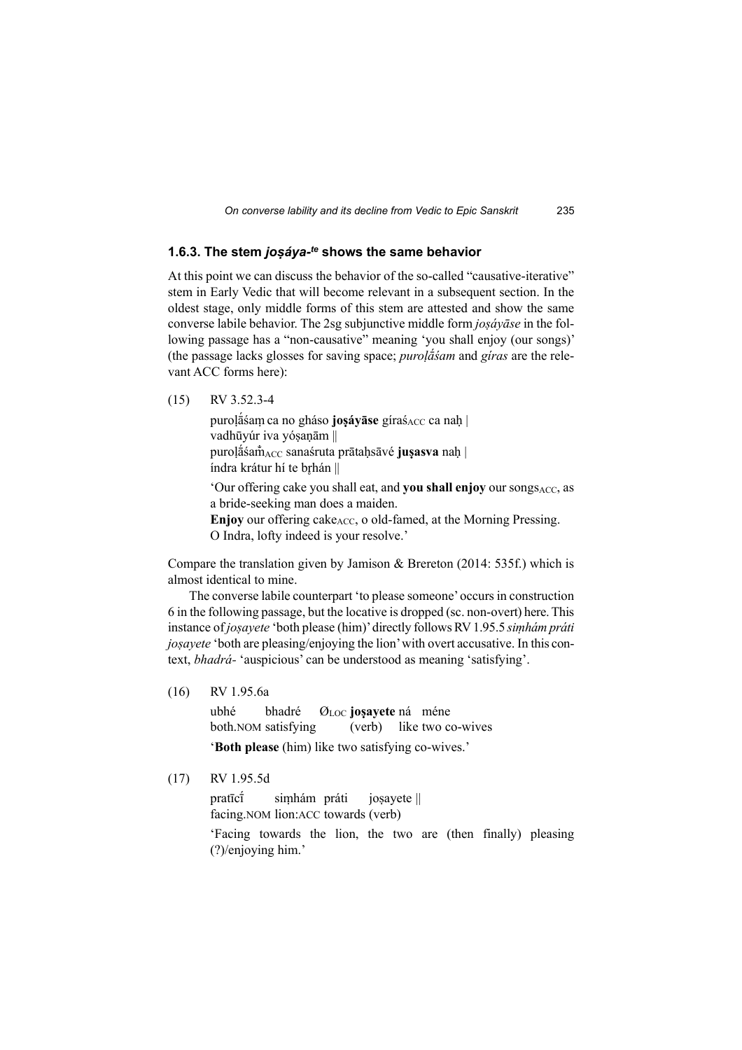### 1.6.3. The stem *joṣáya-*[te] shows the same behavior

At this point we can discuss the behavior of the so-called "causative-iterative" stem in Early Vedic that will become relevant in a subsequent section. In the oldest stage, only middle forms of this stem are attested and show the same converse labile behavior. The 2sg subjunctive middle form *joṣáyāse* in the following passage has a "non-causative" meaning 'you shall enjoy (our songs)' (the passage lacks glosses for saving space; *puroḷā́śam* and *gíras* are the relevant ACC forms here):

(15) RV 3.52.3-4

puroḷā́śaṃ ca no gháso **joṣáyāse** gíraś$_{\text{ACC}}$ ca naḥ |
vadhūyúr iva yóṣaṇām ||
puroḷā́śam̐$_{\text{ACC}}$ sanaśruta prātaḥsāvé **juṣasva** naḥ |
índra krátur hí te bṛhán ||

'Our offering cake you shall eat, and **you shall enjoy** our songs$_{\text{ACC}}$, as a bride-seeking man does a maiden.
**Enjoy** our offering cake$_{\text{ACC}}$, o old-famed, at the Morning Pressing.
O Indra, lofty indeed is your resolve.'

Compare the translation given by Jamison & Brereton (2014: 535f.) which is almost identical to mine.

The converse labile counterpart 'to please someone' occurs in construction 6 in the following passage, but the locative is dropped (sc. non-overt) here. This instance of *joṣayete* 'both please (him)' directly follows RV 1.95.5 *siṃhám práti joṣayete* 'both are pleasing/enjoying the lion' with overt accusative. In this context, *bhadrá-* 'auspicious' can be understood as meaning 'satisfying'.

(16) RV 1.95.6a

| ubhé | bhadré | Ø$_{\text{LOC}}$ **joṣayete** | ná méne |
|---|---|---|---|
| both.NOM | satisfying | (verb) | like two co-wives |

'**Both please** (him) like two satisfying co-wives.'

(17) RV 1.95.5d

| pratīcī́ | siṃhám | práti | joṣayete \|\| |
|---|---|---|---|
| facing.NOM | lion:ACC | towards | (verb) |

'Facing towards the lion, the two are (then finally) pleasing (?)/enjoying him.'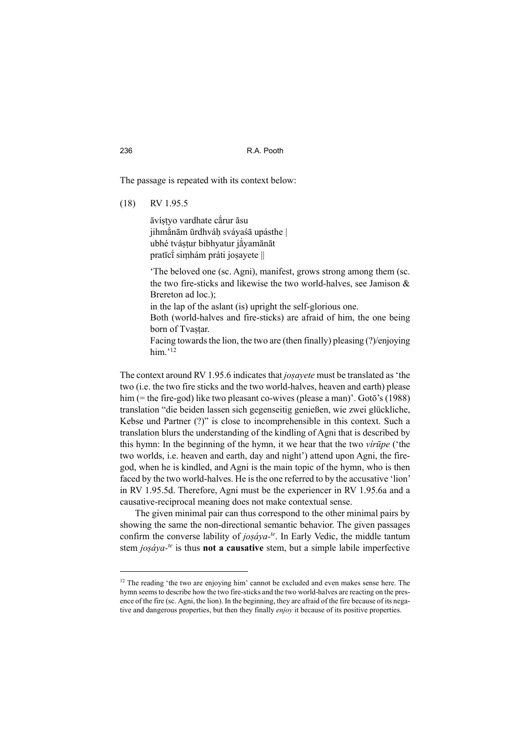The passage is repeated with its context below:

(18) RV 1.95.5

> āvíṣṭyo vardhate cā́rur āsu
> jihmā́nām ūrdhváḥ sváyaśā upásthe |
> ubhé tváṣṭur bibhyatur jā́yamānāt
> pratīcī́ siṃhám práti joṣayete ||

> 'The beloved one (sc. Agni), manifest, grows strong among them (sc. the two fire-sticks and likewise the two world-halves, see Jamison & Brereton ad loc.);
> in the lap of the aslant (is) upright the self-glorious one.
> Both (world-halves and fire-sticks) are afraid of him, the one being born of Tvaṣṭar.
> Facing towards the lion, the two are (then finally) pleasing (?)/enjoying him.'[12]

The context around RV 1.95.6 indicates that *joṣayete* must be translated as 'the two (i.e. the two fire sticks and the two world-halves, heaven and earth) please him (= the fire-god) like two pleasant co-wives (please a man)'. Gotō's (1988) translation "die beiden lassen sich gegenseitig genießen, wie zwei glückliche, Kebse und Partner (?)" is close to incomprehensible in this context. Such a translation blurs the understanding of the kindling of Agni that is described by this hymn: In the beginning of the hymn, it we hear that the two *vírūpe* ('the two worlds, i.e. heaven and earth, day and night') attend upon Agni, the fire-god, when he is kindled, and Agni is the main topic of the hymn, who is then faced by the two world-halves. He is the one referred to by the accusative 'lion' in RV 1.95.5d. Therefore, Agni must be the experiencer in RV 1.95.6a and a causative-reciprocal meaning does not make contextual sense.

The given minimal pair can thus correspond to the other minimal pairs by showing the same the non-directional semantic behavior. The given passages confirm the converse lability of *joṣáya-*[te]. In Early Vedic, the middle tantum stem *joṣáya-*[te] is thus **not a causative** stem, but a simple labile imperfective

---

[12] The reading 'the two are enjoying him' cannot be excluded and even makes sense here. The hymn seems to describe how the two fire-sticks and the two world-halves are reacting on the presence of the fire (sc. Agni, the lion). In the beginning, they are afraid of the fire because of its negative and dangerous properties, but then they finally *enjoy* it because of its positive properties.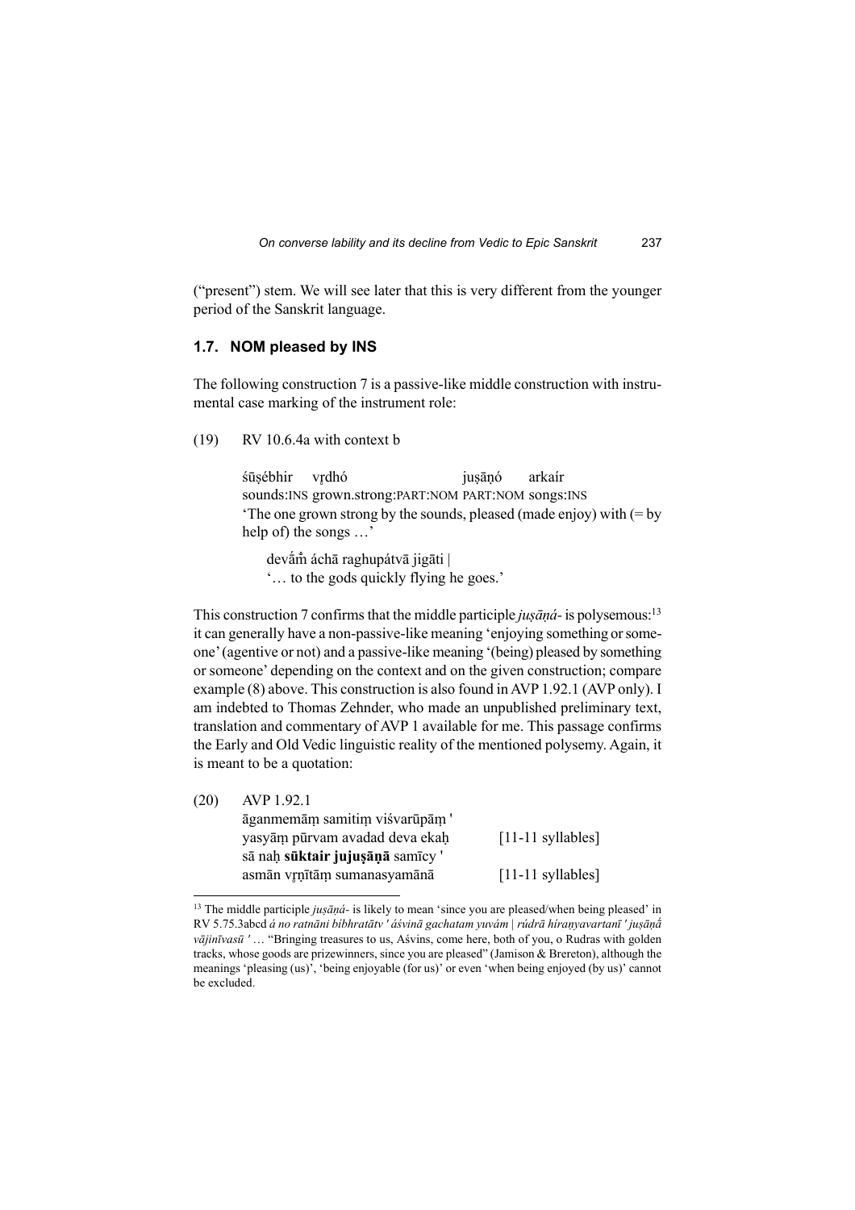("present") stem. We will see later that this is very different from the younger period of the Sanskrit language.

### 1.7. NOM pleased by INS

The following construction 7 is a passive-like middle construction with instrumental case marking of the instrument role:

(19) RV 10.6.4a with context b

śūṣébhir vṛdhó juṣāṇó arkaír
sounds:INS grown.strong:PART:NOM PART:NOM songs:INS
'The one grown strong by the sounds, pleased (made enjoy) with (= by help of) the songs …'

devā́m̐ áchā raghupátvā jigāti |
'… to the gods quickly flying he goes.'

This construction 7 confirms that the middle participle *juṣāṇá-* is polysemous:[13] it can generally have a non-passive-like meaning 'enjoying something or someone' (agentive or not) and a passive-like meaning '(being) pleased by something or someone' depending on the context and on the given construction; compare example (8) above. This construction is also found in AVP 1.92.1 (AVP only). I am indebted to Thomas Zehnder, who made an unpublished preliminary text, translation and commentary of AVP 1 available for me. This passage confirms the Early and Old Vedic linguistic reality of the mentioned polysemy. Again, it is meant to be a quotation:

(20) AVP 1.92.1

āganmemāṃ samitiṃ viśvarūpāṃ '
yasyāṃ pūrvam avadad deva ekaḥ [11-11 syllables]
sā naḥ **sūktair jujuṣāṇā** samīcy '
asmān vṛṇītāṃ sumanasyamānā [11-11 syllables]

[13] The middle participle *juṣāṇá-* is likely to mean 'since you are pleased/when being pleased' in RV 5.75.3abcd *á no ratnāni bíbhratāv ' áśvinā gachatam yuvám | rúdrā híraṇyavartanī ' juṣāṇā́ vājinīvasū '* … "Bringing treasures to us, Aśvins, come here, both of you, o Rudras with golden tracks, whose goods are prizewinners, since you are pleased" (Jamison & Brereton), although the meanings 'pleasing (us)', 'being enjoyable (for us)' or even 'when being enjoyed (by us)' cannot be excluded.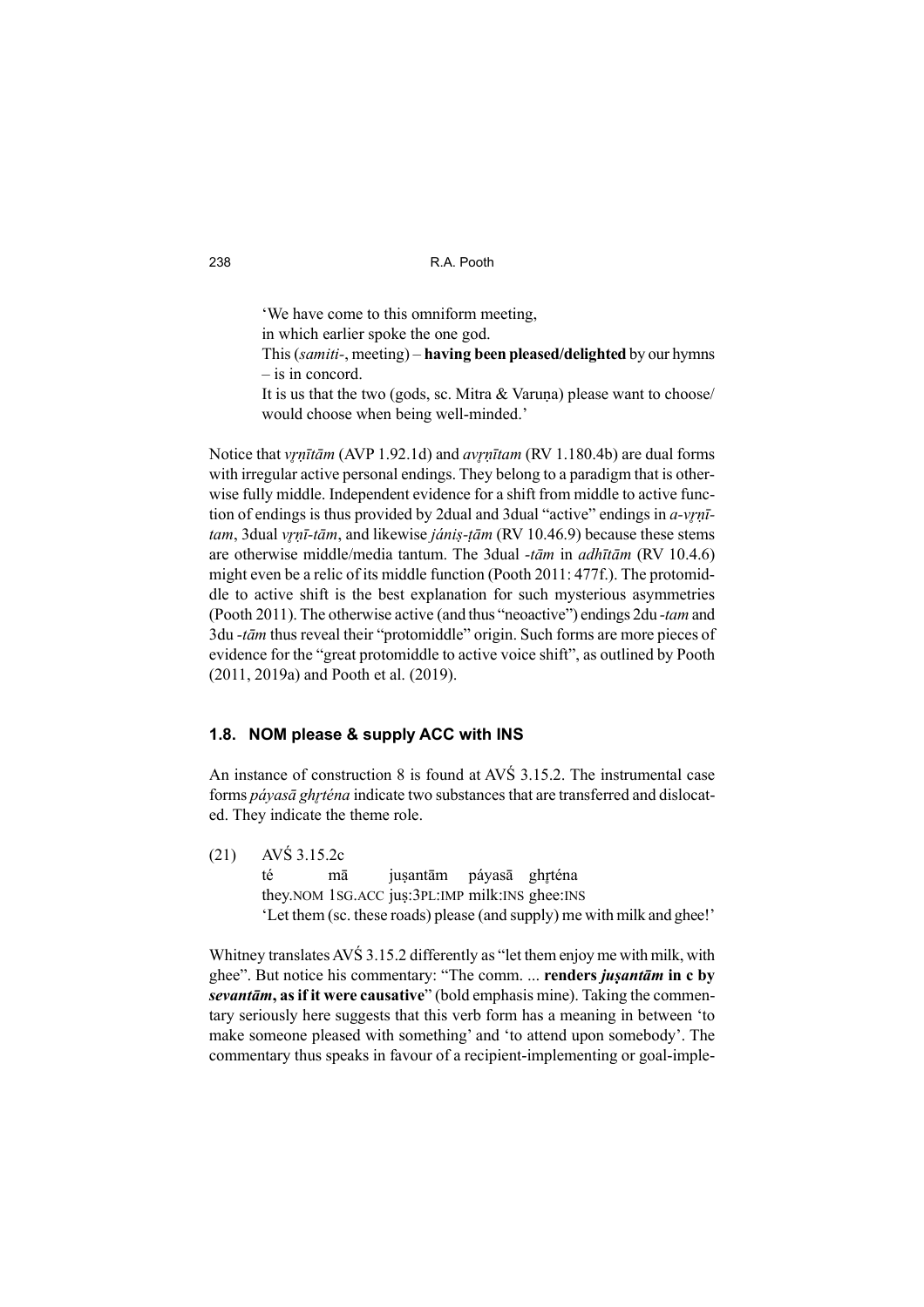'We have come to this omniform meeting,  
in which earlier spoke the one god.  
This (*samiti-*, meeting) – **having been pleased/delighted** by our hymns – is in concord.  
It is us that the two (gods, sc. Mitra & Varuṇa) please want to choose/would choose when being well-minded.'

Notice that *vr̥ṇītām* (AVP 1.92.1d) and *avr̥ṇītam* (RV 1.180.4b) are dual forms with irregular active personal endings. They belong to a paradigm that is otherwise fully middle. Independent evidence for a shift from middle to active function of endings is thus provided by 2dual and 3dual "active" endings in *a-vr̥ṇī-tam*, 3dual *vr̥ṇī-tām*, and likewise *jániṣ-ṭām* (RV 10.46.9) because these stems are otherwise middle/media tantum. The 3dual *-tām* in *adhītām* (RV 10.4.6) might even be a relic of its middle function (Pooth 2011: 477f.). The protomiddle to active shift is the best explanation for such mysterious asymmetries (Pooth 2011). The otherwise active (and thus "neoactive") endings 2du *-tam* and 3du *-tām* thus reveal their "protomiddle" origin. Such forms are more pieces of evidence for the "great protomiddle to active voice shift", as outlined by Pooth (2011, 2019a) and Pooth et al. (2019).

### 1.8. NOM please & supply ACC with INS

An instance of construction 8 is found at AVŚ 3.15.2. The instrumental case forms *páyasā ghr̥téna* indicate two substances that are transferred and dislocated. They indicate the theme role.

(21) AVŚ 3.15.2c

| té | mā | juṣantām | páyasā | ghr̥téna |
|---|---|---|---|---|
| they.NOM | 1SG.ACC | juṣ:3PL:IMP | milk:INS | ghee:INS |

'Let them (sc. these roads) please (and supply) me with milk and ghee!'

Whitney translates AVŚ 3.15.2 differently as "let them enjoy me with milk, with ghee". But notice his commentary: "The comm. ... **renders *juṣantām* in c by *sevantām*, as if it were causative**" (bold emphasis mine). Taking the commentary seriously here suggests that this verb form has a meaning in between 'to make someone pleased with something' and 'to attend upon somebody'. The commentary thus speaks in favour of a recipient-implementing or goal-imple-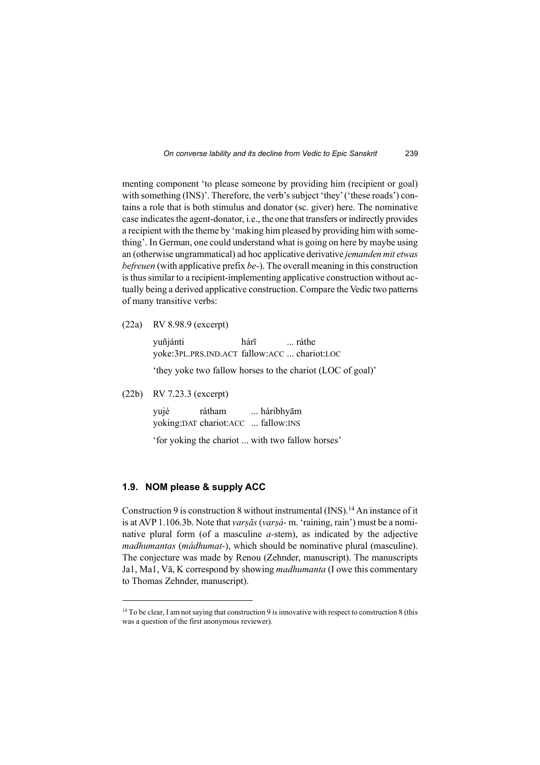menting component 'to please someone by providing him (recipient or goal) with something (INS)'. Therefore, the verb's subject 'they' ('these roads') contains a role that is both stimulus and donator (sc. giver) here. The nominative case indicates the agent-donator, i.e., the one that transfers or indirectly provides a recipient with the theme by 'making him pleased by providing him with something'. In German, one could understand what is going on here by maybe using an (otherwise ungrammatical) ad hoc applicative derivative *jemanden mit etwas befreuen* (with applicative prefix *be-*). The overall meaning in this construction is thus similar to a recipient-implementing applicative construction without actually being a derived applicative construction. Compare the Vedic two patterns of many transitive verbs:

(22a) RV 8.98.9 (excerpt)

yuñjánti hárī ... ráthe
yoke:3PL.PRS.IND.ACT fallow:ACC ... chariot:LOC

'they yoke two fallow horses to the chariot (LOC of goal)'

(22b) RV 7.23.3 (excerpt)

yujé rátham ... háribhyām
yoking:DAT chariot:ACC ... fallow:INS

'for yoking the chariot ... with two fallow horses'

### 1.9. NOM please & supply ACC

Construction 9 is construction 8 without instrumental (INS).[14] An instance of it is at AVP 1.106.3b. Note that *varṣās* (*varṣá-* m. 'raining, rain') must be a nominative plural form (of a masculine *a*-stem), as indicated by the adjective *madhumantas* (*mádhumat-*), which should be nominative plural (masculine). The conjecture was made by Renou (Zehnder, manuscript). The manuscripts Ja1, Ma1, Vā, K correspond by showing *madhumanta* (I owe this commentary to Thomas Zehnder, manuscript).

---

[14] To be clear, I am not saying that construction 9 is innovative with respect to construction 8 (this was a question of the first anonymous reviewer).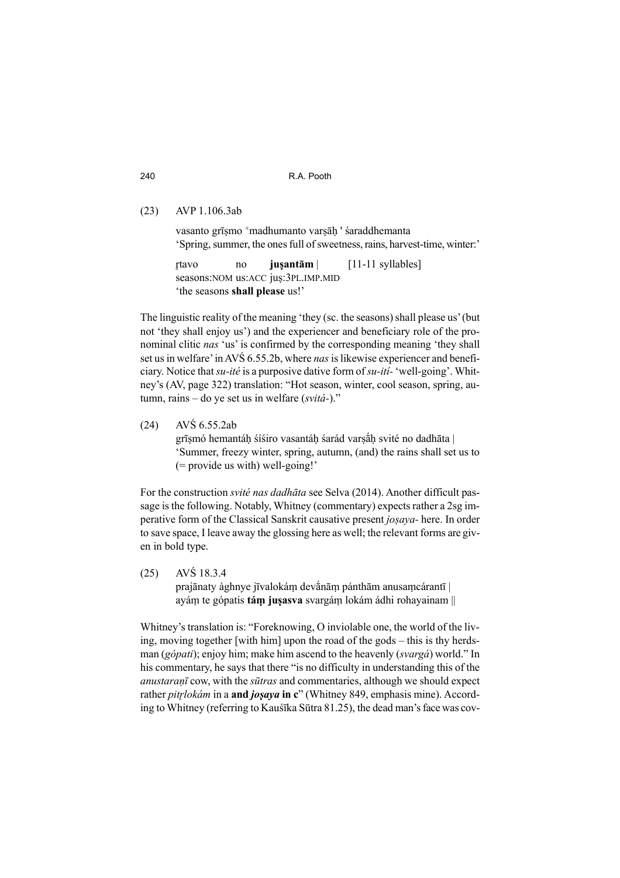(23) AVP 1.106.3ab

vasanto grīṣmo ⁺madhumanto varṣāḥ ' śaraddhemanta
'Spring, summer, the ones full of sweetness, rains, harvest-time, winter:'

| r̥tavo | no | **juṣantām** \| | [11-11 syllables] |
|---|---|---|---|
| seasons:NOM | us:ACC | juṣ:3PL.IMP.MID | |

'the seasons **shall please** us!'

The linguistic reality of the meaning 'they (sc. the seasons) shall please us' (but not 'they shall enjoy us') and the experiencer and beneficiary role of the pronominal clitic *nas* 'us' is confirmed by the corresponding meaning 'they shall set us in welfare' in AVŚ 6.55.2b, where *nas* is likewise experiencer and beneficiary. Notice that *su-ité* is a purposive dative form of *su-ití-* 'well-going'. Whitney's (AV, page 322) translation: "Hot season, winter, cool season, spring, autumn, rains – do ye set us in welfare (*svitá-*)."

(24) AVŚ 6.55.2ab
grīṣmó hemantáḥ śíśiro vasantáḥ śarád varṣā́ḥ svité no dadhāta |
'Summer, freezy winter, spring, autumn, (and) the rains shall set us to (= provide us with) well-going!'

For the construction *svité nas dadhāta* see Selva (2014). Another difficult passage is the following. Notably, Whitney (commentary) expects rather a 2sg imperative form of the Classical Sanskrit causative present *joṣaya-* here. In order to save space, I leave away the glossing here as well; the relevant forms are given in bold type.

(25) AVŚ 18.3.4
prajānaty àghnye jīvalokáṃ devā́nāṃ pánthām anusaṃcárantī |
ayáṃ te gópatis **táṃ juṣasva** svargáṃ lokám ádhi rohayainam ||

Whitney's translation is: "Foreknowing, O inviolable one, the world of the living, moving together [with him] upon the road of the gods – this is thy herdsman (*gópati*); enjoy him; make him ascend to the heavenly (*svargá*) world." In his commentary, he says that there "is no difficulty in understanding this of the *anustaraṇī* cow, with the *sūtras* and commentaries, although we should expect rather *pitr̥lokám* in a **and *joṣaya* in c**" (Whitney 849, emphasis mine). According to Whitney (referring to Kauśīka Sūtra 81.25), the dead man's face was cov-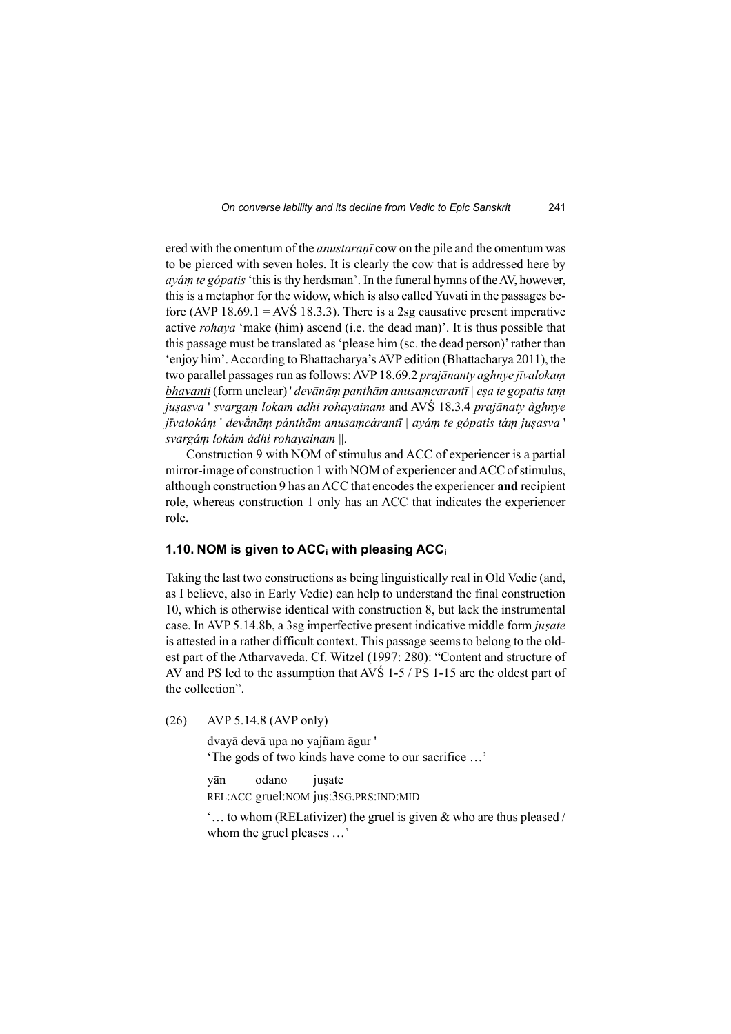ered with the omentum of the *anustaraṇī* cow on the pile and the omentum was to be pierced with seven holes. It is clearly the cow that is addressed here by *ayáṃ te gópatis* 'this is thy herdsman'. In the funeral hymns of the AV, however, this is a metaphor for the widow, which is also called Yuvati in the passages before (AVP 18.69.1 = AVŚ 18.3.3). There is a 2sg causative present imperative active *rohaya* 'make (him) ascend (i.e. the dead man)'. It is thus possible that this passage must be translated as 'please him (sc. the dead person)' rather than 'enjoy him'. According to Bhattacharya's AVP edition (Bhattacharya 2011), the two parallel passages run as follows: AVP 18.69.2 *prajānanty aghnye jīvalokaṃ* <u>*bhavanti*</u> (form unclear) ' *devānāṃ panthām anusaṃcarantī | eṣa te gopatis taṃ juṣasva* ' *svargaṃ lokam adhi rohayainam* and AVŚ 18.3.4 *prajānaty àghnye jīvalokáṃ* ' *devā́nāṃ pánthām anusaṃcárantī | ayáṃ te gópatis táṃ juṣasva* ' *svargáṃ lokám ádhi rohayainam* ||.

Construction 9 with NOM of stimulus and ACC of experiencer is a partial mirror-image of construction 1 with NOM of experiencer and ACC of stimulus, although construction 9 has an ACC that encodes the experiencer **and** recipient role, whereas construction 1 only has an ACC that indicates the experiencer role.

### 1.10. NOM is given to ACC$_i$ with pleasing ACC$_i$

Taking the last two constructions as being linguistically real in Old Vedic (and, as I believe, also in Early Vedic) can help to understand the final construction 10, which is otherwise identical with construction 8, but lack the instrumental case. In AVP 5.14.8b, a 3sg imperfective present indicative middle form *juṣate* is attested in a rather difficult context. This passage seems to belong to the oldest part of the Atharvaveda. Cf. Witzel (1997: 280): "Content and structure of AV and PS led to the assumption that AVŚ 1-5 / PS 1-15 are the oldest part of the collection".

(26) AVP 5.14.8 (AVP only)

dvayā devā upa no yajñam āgur '
'The gods of two kinds have come to our sacrifice …'

yān odano juṣate
REL:ACC gruel:NOM juṣ:3SG.PRS:IND:MID

'… to whom (RELativizer) the gruel is given & who are thus pleased / whom the gruel pleases …'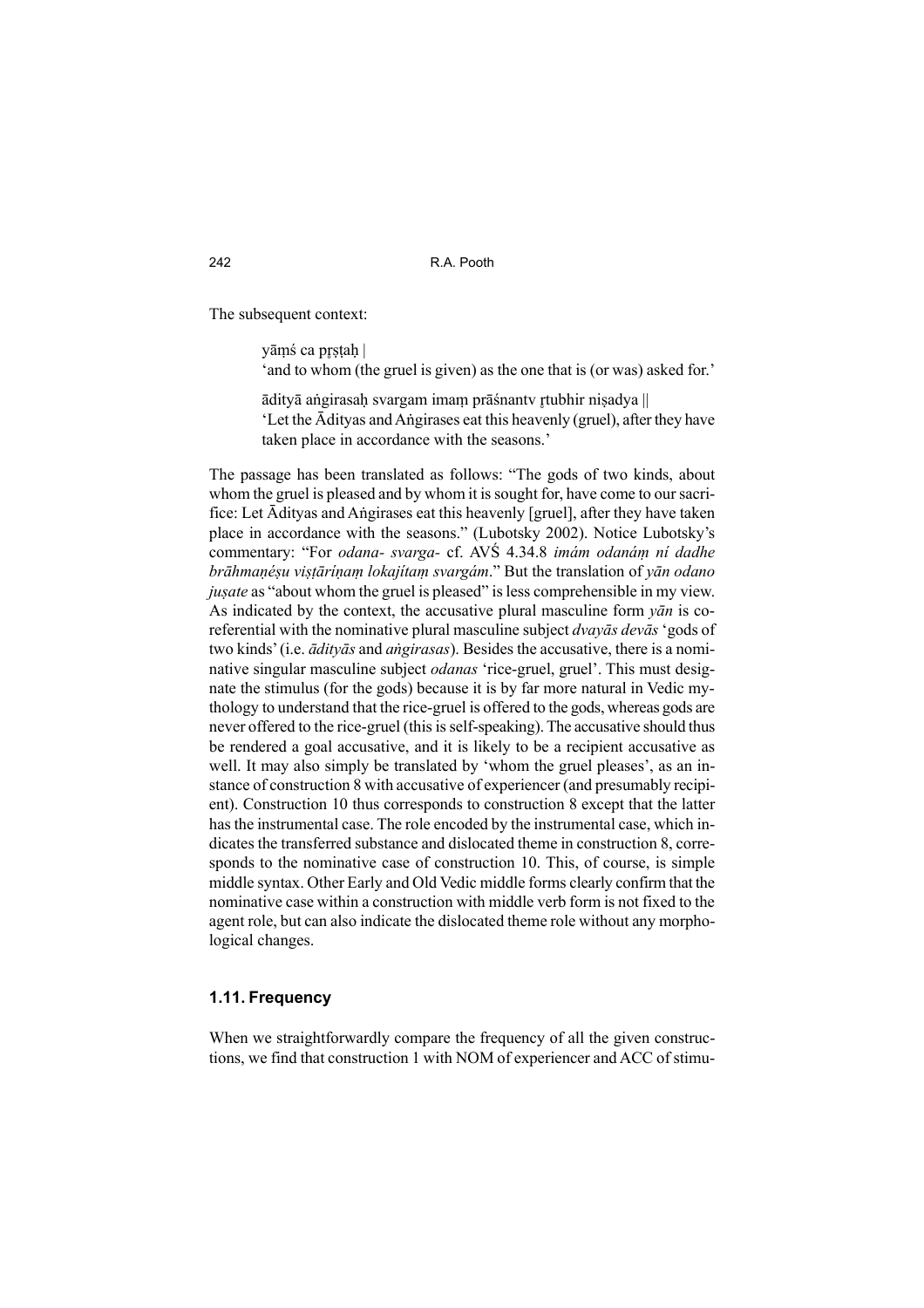The subsequent context:

> yāṃś ca pṛṣṭaḥ |
> 'and to whom (the gruel is given) as the one that is (or was) asked for.'
>
> ādityā aṅgirasaḥ svargam imaṃ prāśnantv ṛtubhir niṣadya ||
> 'Let the Ādityas and Aṅgirases eat this heavenly (gruel), after they have taken place in accordance with the seasons.'

The passage has been translated as follows: "The gods of two kinds, about whom the gruel is pleased and by whom it is sought for, have come to our sacrifice: Let Ādityas and Aṅgirases eat this heavenly [gruel], after they have taken place in accordance with the seasons." (Lubotsky 2002). Notice Lubotsky's commentary: "For *odana- svarga-* cf. AVŚ 4.34.8 *imám odanáṃ ní dadhe brāhmaṇéṣu viṣṭāríṇaṃ lokajítaṃ svargám*." But the translation of *yān odano juṣate* as "about whom the gruel is pleased" is less comprehensible in my view. As indicated by the context, the accusative plural masculine form *yān* is co-referential with the nominative plural masculine subject *dvayās devās* 'gods of two kinds' (i.e. *ādityās* and *aṅgirasas*). Besides the accusative, there is a nominative singular masculine subject *odanas* 'rice-gruel, gruel'. This must designate the stimulus (for the gods) because it is by far more natural in Vedic mythology to understand that the rice-gruel is offered to the gods, whereas gods are never offered to the rice-gruel (this is self-speaking). The accusative should thus be rendered a goal accusative, and it is likely to be a recipient accusative as well. It may also simply be translated by 'whom the gruel pleases', as an instance of construction 8 with accusative of experiencer (and presumably recipient). Construction 10 thus corresponds to construction 8 except that the latter has the instrumental case. The role encoded by the instrumental case, which indicates the transferred substance and dislocated theme in construction 8, corresponds to the nominative case of construction 10. This, of course, is simple middle syntax. Other Early and Old Vedic middle forms clearly confirm that the nominative case within a construction with middle verb form is not fixed to the agent role, but can also indicate the dislocated theme role without any morphological changes.

### 1.11. Frequency

When we straightforwardly compare the frequency of all the given constructions, we find that construction 1 with NOM of experiencer and ACC of stimu-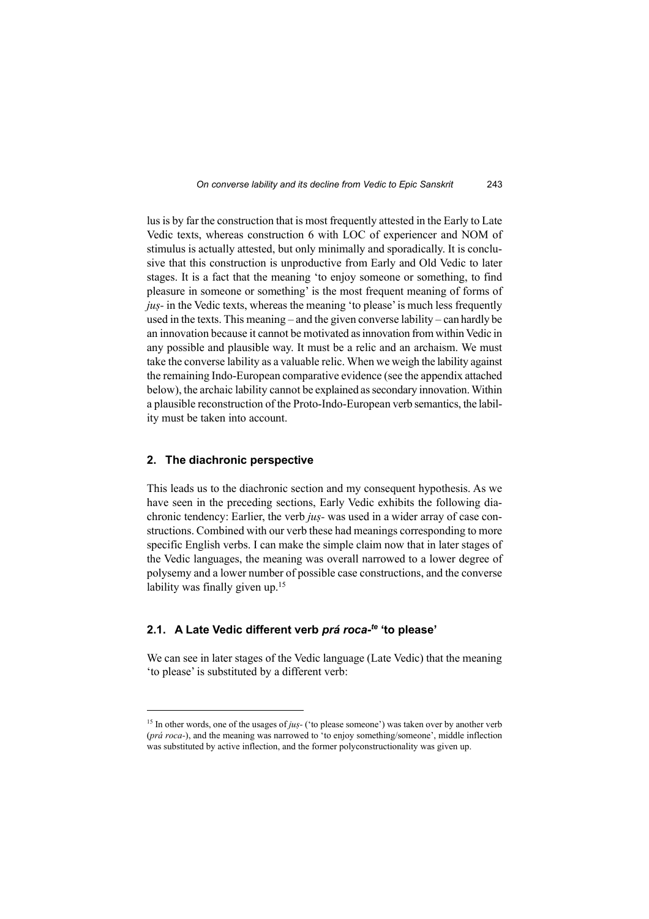lus is by far the construction that is most frequently attested in the Early to Late Vedic texts, whereas construction 6 with LOC of experiencer and NOM of stimulus is actually attested, but only minimally and sporadically. It is conclusive that this construction is unproductive from Early and Old Vedic to later stages. It is a fact that the meaning 'to enjoy someone or something, to find pleasure in someone or something' is the most frequent meaning of forms of *juṣ-* in the Vedic texts, whereas the meaning 'to please' is much less frequently used in the texts. This meaning – and the given converse lability – can hardly be an innovation because it cannot be motivated as innovation from within Vedic in any possible and plausible way. It must be a relic and an archaism. We must take the converse lability as a valuable relic. When we weigh the lability against the remaining Indo-European comparative evidence (see the appendix attached below), the archaic lability cannot be explained as secondary innovation. Within a plausible reconstruction of the Proto-Indo-European verb semantics, the lability must be taken into account.

## 2. The diachronic perspective

This leads us to the diachronic section and my consequent hypothesis. As we have seen in the preceding sections, Early Vedic exhibits the following diachronic tendency: Earlier, the verb *juṣ-* was used in a wider array of case constructions. Combined with our verb these had meanings corresponding to more specific English verbs. I can make the simple claim now that in later stages of the Vedic languages, the meaning was overall narrowed to a lower degree of polysemy and a lower number of possible case constructions, and the converse lability was finally given up.[15]

### 2.1. A Late Vedic different verb *prá roca-[te]* 'to please'

We can see in later stages of the Vedic language (Late Vedic) that the meaning 'to please' is substituted by a different verb:

[15] In other words, one of the usages of *juṣ-* ('to please someone') was taken over by another verb (*prá roca-*), and the meaning was narrowed to 'to enjoy something/someone', middle inflection was substituted by active inflection, and the former polyconstructionality was given up.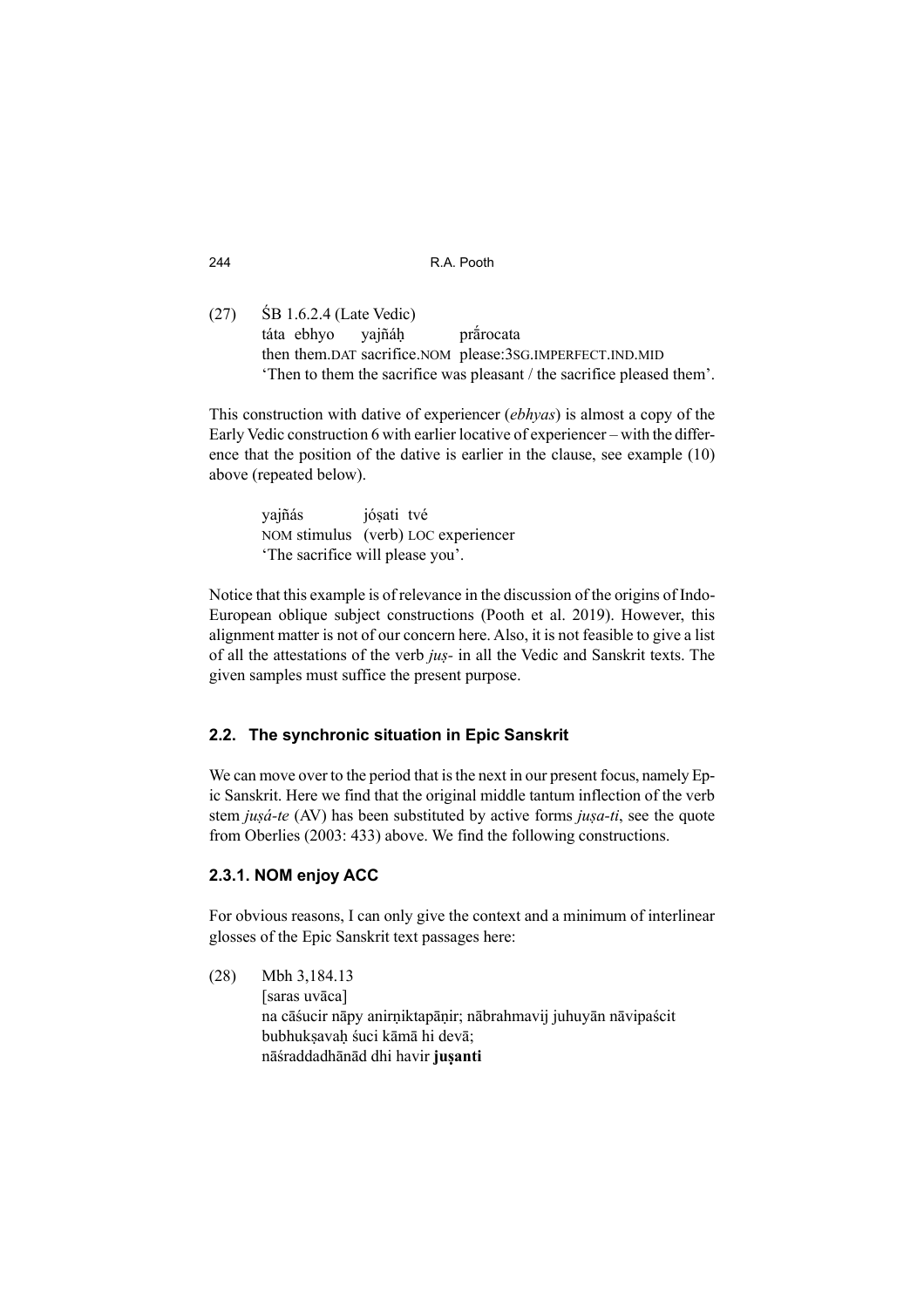(27) ŚB 1.6.2.4 (Late Vedic)
táta ebhyo yajñáḥ prā́rocata
then them.DAT sacrifice.NOM please:3SG.IMPERFECT.IND.MID
'Then to them the sacrifice was pleasant / the sacrifice pleased them'.

This construction with dative of experiencer (*ebhyas*) is almost a copy of the Early Vedic construction 6 with earlier locative of experiencer – with the difference that the position of the dative is earlier in the clause, see example (10) above (repeated below).

yajñás jóṣati tvé
NOM stimulus (verb) LOC experiencer
'The sacrifice will please you'.

Notice that this example is of relevance in the discussion of the origins of Indo-European oblique subject constructions (Pooth et al. 2019). However, this alignment matter is not of our concern here. Also, it is not feasible to give a list of all the attestations of the verb *juṣ-* in all the Vedic and Sanskrit texts. The given samples must suffice the present purpose.

## 2.2. The synchronic situation in Epic Sanskrit

We can move over to the period that is the next in our present focus, namely Epic Sanskrit. Here we find that the original middle tantum inflection of the verb stem *juṣá-te* (AV) has been substituted by active forms *juṣa-ti*, see the quote from Oberlies (2003: 433) above. We find the following constructions.

### 2.3.1. NOM enjoy ACC

For obvious reasons, I can only give the context and a minimum of interlinear glosses of the Epic Sanskrit text passages here:

(28) Mbh 3,184.13
[saras uvāca]
na cāśucir nāpy anirṇiktapāṇir; nābrahmavij juhuyān nāvipaścit
bubhukṣavaḥ śuci kāmā hi devā;
nāśraddadhānād dhi havir **juṣanti**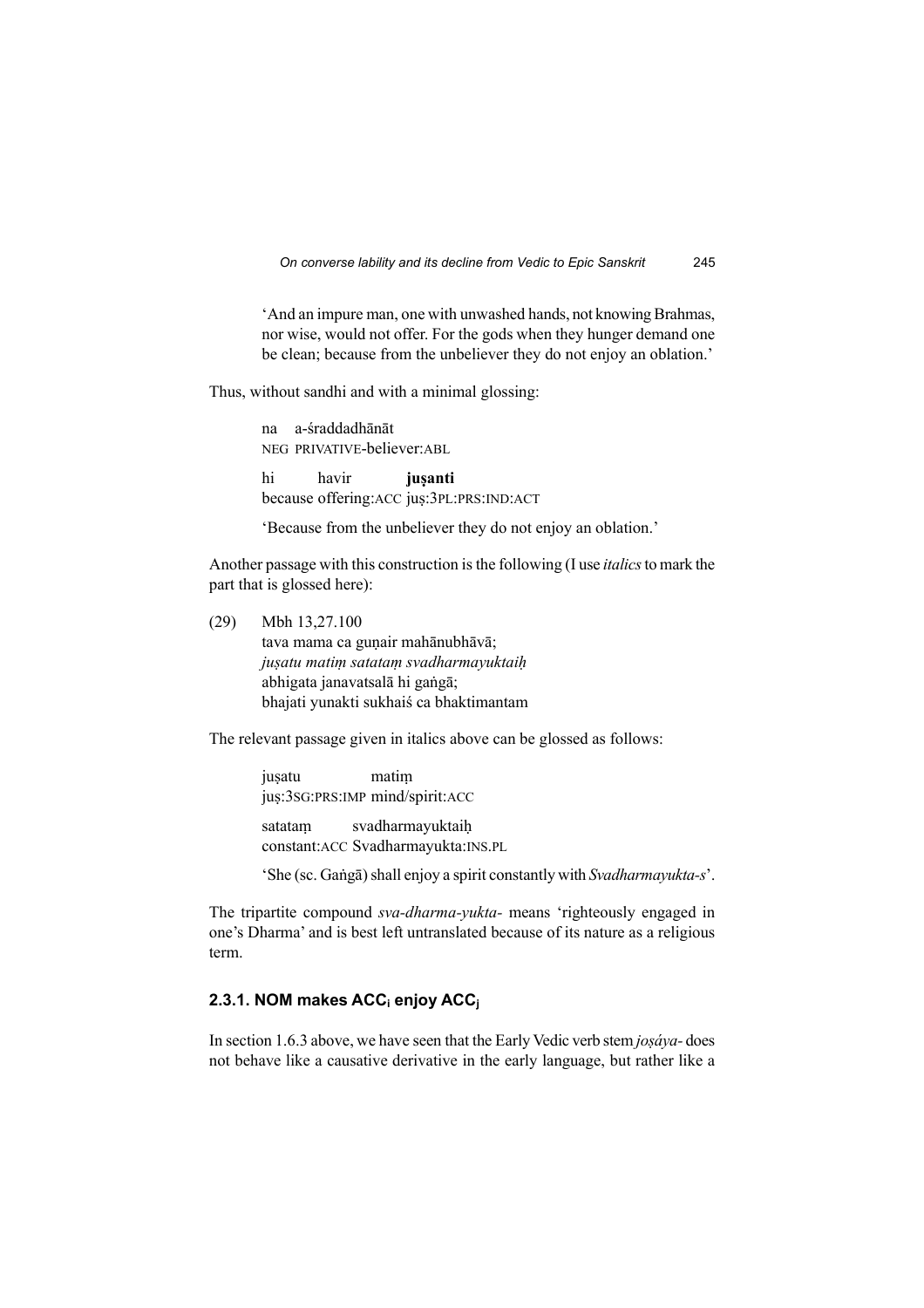'And an impure man, one with unwashed hands, not knowing Brahmas, nor wise, would not offer. For the gods when they hunger demand one be clean; because from the unbeliever they do not enjoy an oblation.'

Thus, without sandhi and with a minimal glossing:

> na a-śraddadhānāt
> NEG PRIVATIVE-believer:ABL
>
> hi havir **juṣanti**
> because offering:ACC juṣ:3PL:PRS:IND:ACT
>
> 'Because from the unbeliever they do not enjoy an oblation.'

Another passage with this construction is the following (I use *italics* to mark the part that is glossed here):

(29) Mbh 13,27.100
tava mama ca guṇair mahānubhāvā;
*juṣatu matiṃ satataṃ svadharmayuktaiḥ*
abhigata janavatsalā hi gaṅgā;
bhajati yunakti sukhaiś ca bhaktimantam

The relevant passage given in italics above can be glossed as follows:

> juṣatu matiṃ
> juṣ:3SG:PRS:IMP mind/spirit:ACC
>
> satataṃ svadharmayuktaiḥ
> constant:ACC Svadharmayukta:INS.PL
>
> 'She (sc. Gaṅgā) shall enjoy a spirit constantly with *Svadharmayukta-s*'.

The tripartite compound *sva-dharma-yukta-* means 'righteously engaged in one's Dharma' and is best left untranslated because of its nature as a religious term.

### 2.3.1. NOM makes $ACC_i$ enjoy $ACC_j$

In section 1.6.3 above, we have seen that the Early Vedic verb stem *joṣáya-* does not behave like a causative derivative in the early language, but rather like a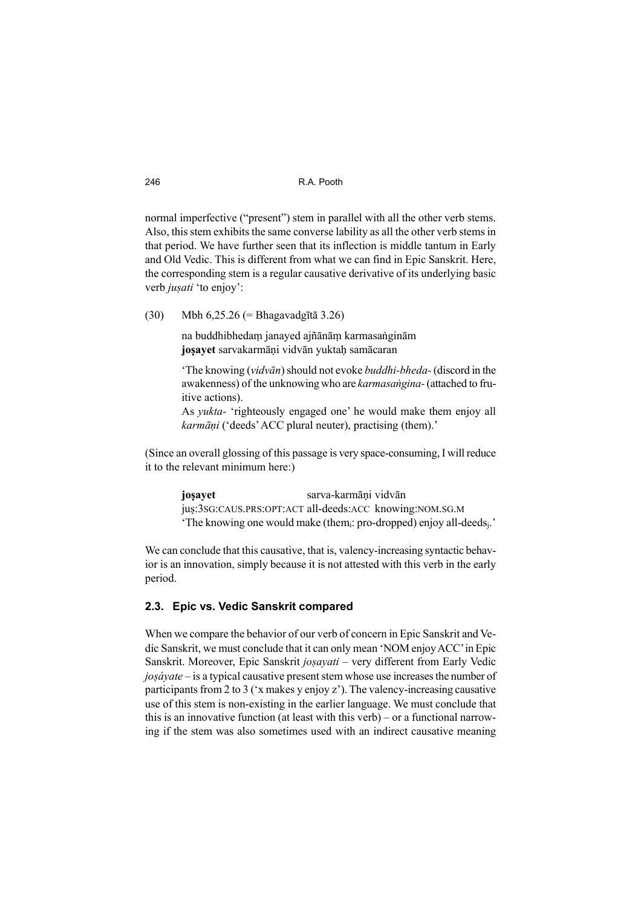normal imperfective ("present") stem in parallel with all the other verb stems. Also, this stem exhibits the same converse lability as all the other verb stems in that period. We have further seen that its inflection is middle tantum in Early and Old Vedic. This is different from what we can find in Epic Sanskrit. Here, the corresponding stem is a regular causative derivative of its underlying basic verb *juṣati* 'to enjoy':

(30) Mbh 6,25.26 (= Bhagavadgītā 3.26)

na buddhibhedaṃ janayed ajñānāṃ karmasaṅginām
**joṣayet** sarvakarmāṇi vidvān yuktaḥ samācaran

'The knowing (*vidvān*) should not evoke *buddhi-bheda-* (discord in the awakenness) of the unknowing who are *karmasaṅgina-* (attached to fruitive actions).
As *yukta-* 'righteously engaged one' he would make them enjoy all *karmāṇi* ('deeds' ACC plural neuter), practising (them).'

(Since an overall glossing of this passage is very space-consuming, I will reduce it to the relevant minimum here:)

**joṣayet** sarva-karmāṇi vidvān
juṣ:3SG:CAUS.PRS:OPT:ACT all-deeds:ACC knowing:NOM.SG.M
'The knowing one would make (them$_i$: pro-dropped) enjoy all-deeds$_j$.'

We can conclude that this causative, that is, valency-increasing syntactic behavior is an innovation, simply because it is not attested with this verb in the early period.

## 2.3. Epic vs. Vedic Sanskrit compared

When we compare the behavior of our verb of concern in Epic Sanskrit and Vedic Sanskrit, we must conclude that it can only mean 'NOM enjoy ACC' in Epic Sanskrit. Moreover, Epic Sanskrit *joṣayati* – very different from Early Vedic *joṣáyate* – is a typical causative present stem whose use increases the number of participants from 2 to 3 ('x makes y enjoy z'). The valency-increasing causative use of this stem is non-existing in the earlier language. We must conclude that this is an innovative function (at least with this verb) – or a functional narrowing if the stem was also sometimes used with an indirect causative meaning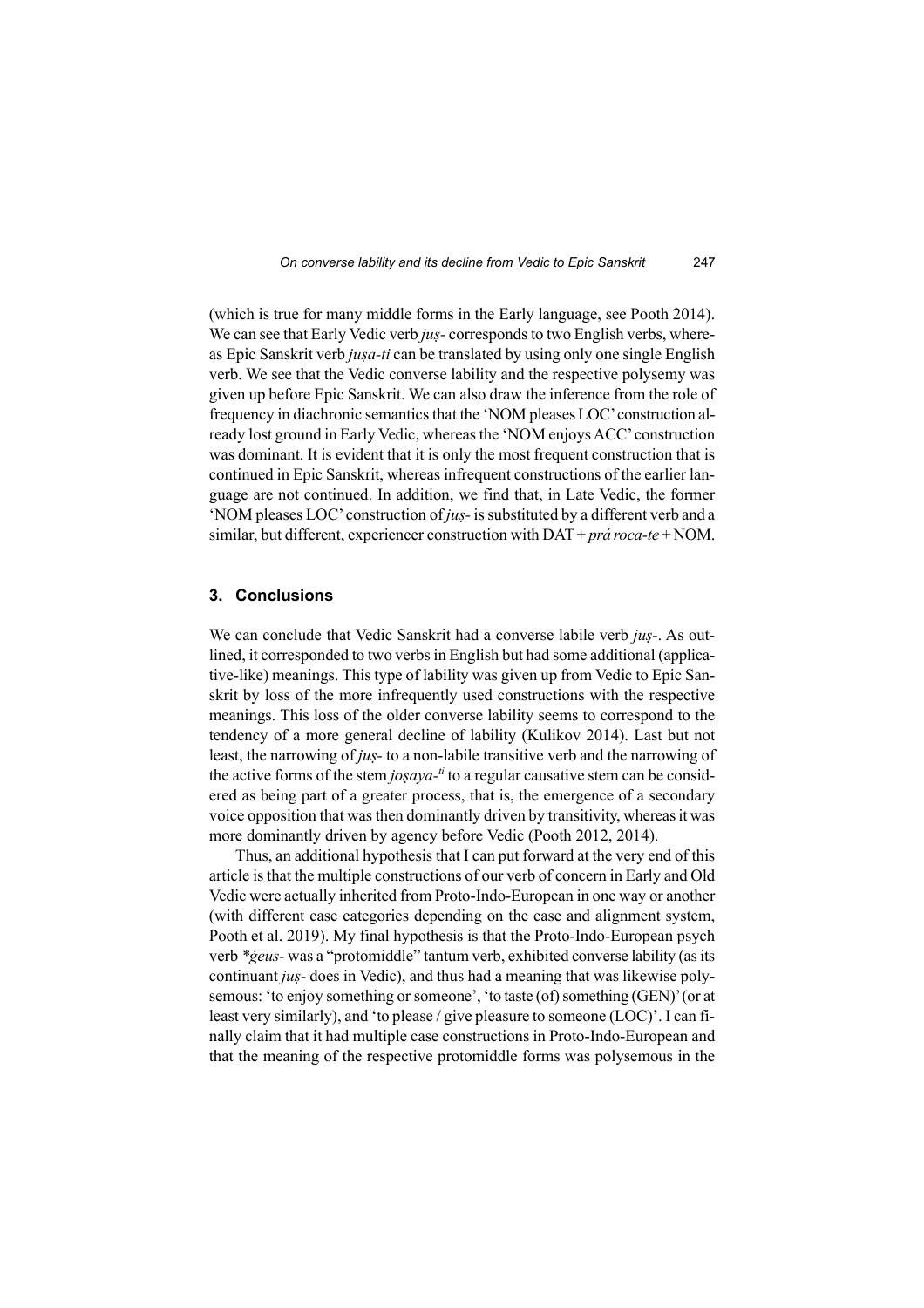(which is true for many middle forms in the Early language, see Pooth 2014). We can see that Early Vedic verb *juṣ-* corresponds to two English verbs, whereas Epic Sanskrit verb *juṣa-ti* can be translated by using only one single English verb. We see that the Vedic converse lability and the respective polysemy was given up before Epic Sanskrit. We can also draw the inference from the role of frequency in diachronic semantics that the 'NOM pleases LOC' construction already lost ground in Early Vedic, whereas the 'NOM enjoys ACC' construction was dominant. It is evident that it is only the most frequent construction that is continued in Epic Sanskrit, whereas infrequent constructions of the earlier language are not continued. In addition, we find that, in Late Vedic, the former 'NOM pleases LOC' construction of *juṣ-* is substituted by a different verb and a similar, but different, experiencer construction with DAT + *prá roca-te* + NOM.

## 3. Conclusions

We can conclude that Vedic Sanskrit had a converse labile verb *juṣ-*. As outlined, it corresponded to two verbs in English but had some additional (applicative-like) meanings. This type of lability was given up from Vedic to Epic Sanskrit by loss of the more infrequently used constructions with the respective meanings. This loss of the older converse lability seems to correspond to the tendency of a more general decline of lability (Kulikov 2014). Last but not least, the narrowing of *juṣ-* to a non-labile transitive verb and the narrowing of the active forms of the stem *joṣaya-$^{ti}$* to a regular causative stem can be considered as being part of a greater process, that is, the emergence of a secondary voice opposition that was then dominantly driven by transitivity, whereas it was more dominantly driven by agency before Vedic (Pooth 2012, 2014).

Thus, an additional hypothesis that I can put forward at the very end of this article is that the multiple constructions of our verb of concern in Early and Old Vedic were actually inherited from Proto-Indo-European in one way or another (with different case categories depending on the case and alignment system, Pooth et al. 2019). My final hypothesis is that the Proto-Indo-European psych verb **ǵeus-* was a "protomiddle" tantum verb, exhibited converse lability (as its continuant *juṣ-* does in Vedic), and thus had a meaning that was likewise polysemous: 'to enjoy something or someone', 'to taste (of) something (GEN)' (or at least very similarly), and 'to please / give pleasure to someone (LOC)'. I can finally claim that it had multiple case constructions in Proto-Indo-European and that the meaning of the respective protomiddle forms was polysemous in the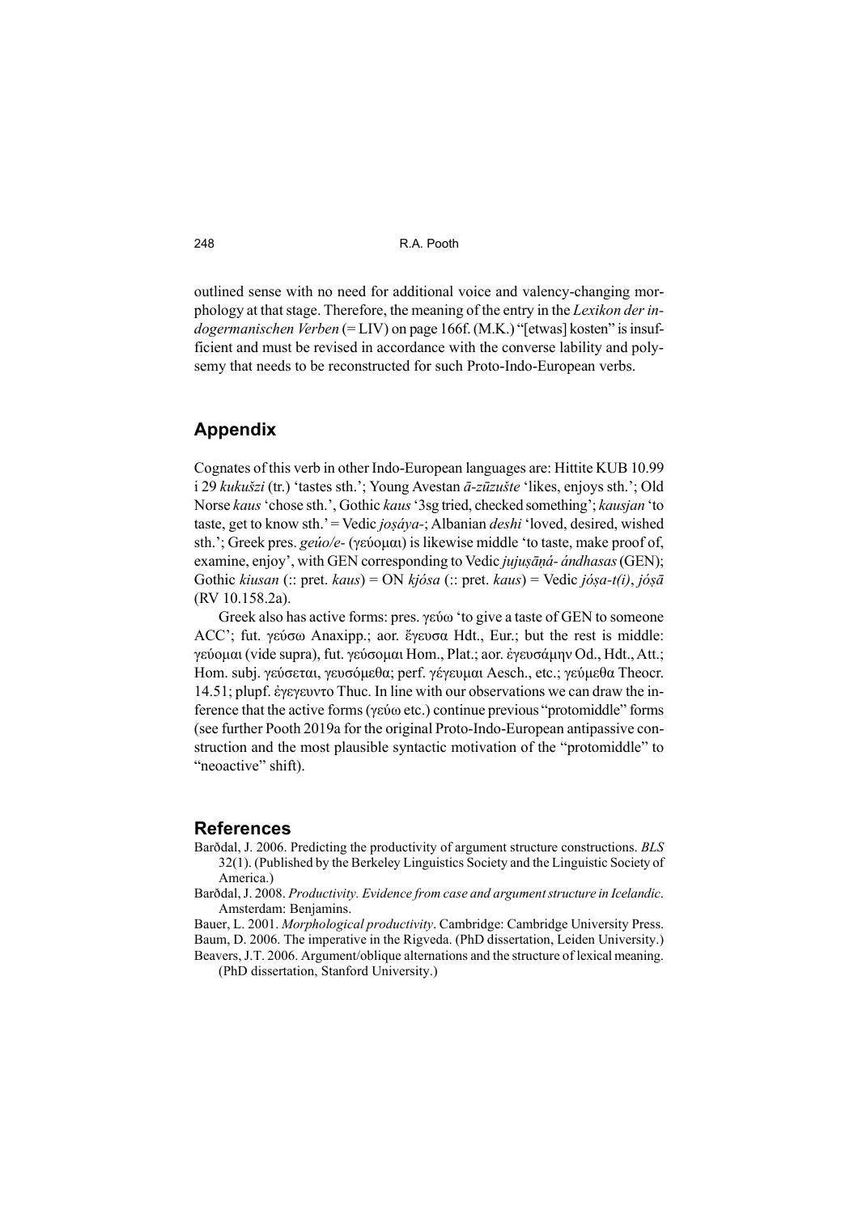outlined sense with no need for additional voice and valency-changing morphology at that stage. Therefore, the meaning of the entry in the *Lexikon der indogermanischen Verben* (= LIV) on page 166f. (M.K.) "[etwas] kosten" is insufficient and must be revised in accordance with the converse lability and polysemy that needs to be reconstructed for such Proto-Indo-European verbs.

## Appendix

Cognates of this verb in other Indo-European languages are: Hittite KUB 10.99 i 29 *kukušzi* (tr.) 'tastes sth.'; Young Avestan *ā-zūzušte* 'likes, enjoys sth.'; Old Norse *kaus* 'chose sth.', Gothic *kaus* '3sg tried, checked something'; *kausjan* 'to taste, get to know sth.' = Vedic *joṣáya-*; Albanian *deshi* 'loved, desired, wished sth.'; Greek pres. *geúo/e-* (γεύομαι) is likewise middle 'to taste, make proof of, examine, enjoy', with GEN corresponding to Vedic *jujuṣāṇá- ándhasas* (GEN); Gothic *kiusan* (:: pret. *kaus*) = ON *kjósa* (:: pret. *kaus*) = Vedic *jóṣa-t(i)*, *jóṣā* (RV 10.158.2a).

Greek also has active forms: pres. γεύω 'to give a taste of GEN to someone ACC'; fut. γεύσω Anaxipp.; aor. ἔγευσα Hdt., Eur.; but the rest is middle: γεύομαι (vide supra), fut. γεύσομαι Hom., Plat.; aor. ἐγευσάμην Od., Hdt., Att.; Hom. subj. γεύσεται, γευσόμεθα; perf. γέγευμαι Aesch., etc.; γεύμεθα Theocr. 14.51; plupf. ἐγεγευντο Thuc. In line with our observations we can draw the inference that the active forms (γεύω etc.) continue previous "protomiddle" forms (see further Pooth 2019a for the original Proto-Indo-European antipassive construction and the most plausible syntactic motivation of the "protomiddle" to "neoactive" shift).

## References

Barðdal, J. 2006. Predicting the productivity of argument structure constructions. *BLS* 32(1). (Published by the Berkeley Linguistics Society and the Linguistic Society of America.)

Barðdal, J. 2008. *Productivity. Evidence from case and argument structure in Icelandic*. Amsterdam: Benjamins.

Bauer, L. 2001. *Morphological productivity*. Cambridge: Cambridge University Press.

Baum, D. 2006. The imperative in the Rigveda. (PhD dissertation, Leiden University.)

Beavers, J.T. 2006. Argument/oblique alternations and the structure of lexical meaning. (PhD dissertation, Stanford University.)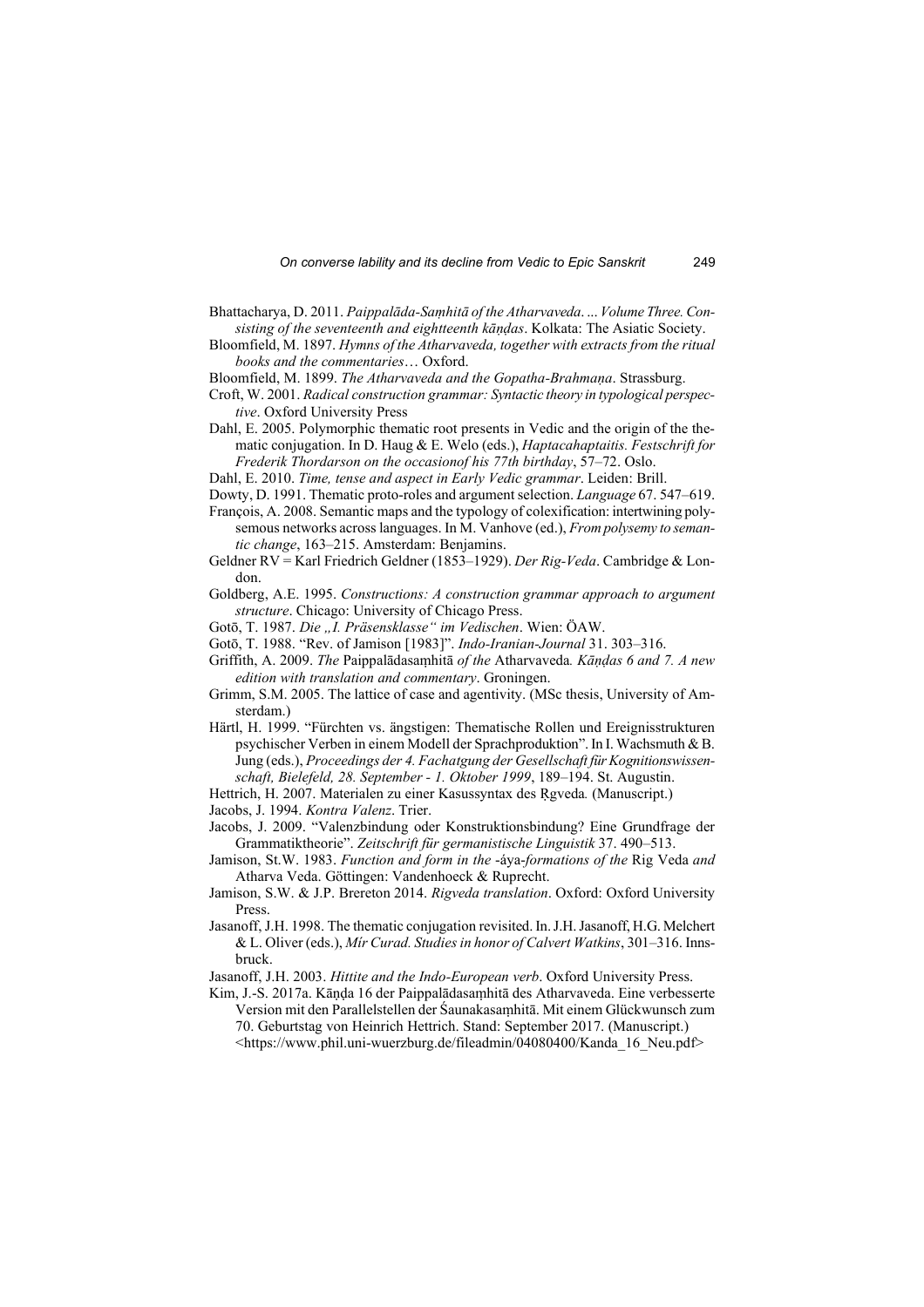Bhattacharya, D. 2011. *Paippalāda-Saṃhitā of the Atharvaveda. ... Volume Three. Consisting of the seventeenth and eighteenth kāṇḍas*. Kolkata: The Asiatic Society.

Bloomfield, M. 1897. *Hymns of the Atharvaveda, together with extracts from the ritual books and the commentaries*… Oxford.

Bloomfield, M. 1899. *The Atharvaveda and the Gopatha-Brahmaṇa*. Strassburg.

Croft, W. 2001. *Radical construction grammar: Syntactic theory in typological perspective*. Oxford University Press

Dahl, E. 2005. Polymorphic thematic root presents in Vedic and the origin of the thematic conjugation. In D. Haug & E. Welo (eds.), *Haptacahaptaitis. Festschrift for Frederik Thordarson on the occasionof his 77th birthday*, 57–72. Oslo.

Dahl, E. 2010. *Time, tense and aspect in Early Vedic grammar*. Leiden: Brill.

Dowty, D. 1991. Thematic proto-roles and argument selection. *Language* 67. 547–619.

François, A. 2008. Semantic maps and the typology of colexification: intertwining polysemous networks across languages. In M. Vanhove (ed.), *From polysemy to semantic change*, 163–215. Amsterdam: Benjamins.

Geldner RV = Karl Friedrich Geldner (1853–1929). *Der Rig-Veda*. Cambridge & London.

Goldberg, A.E. 1995. *Constructions: A construction grammar approach to argument structure*. Chicago: University of Chicago Press.

Gotō, T. 1987. *Die „I. Präsensklasse" im Vedischen*. Wien: ÖAW.

Gotō, T. 1988. "Rev. of Jamison [1983]". *Indo-Iranian-Journal* 31. 303–316.

Griffith, A. 2009. *The* Paippalādasaṃhitā *of the* Atharvaveda*. Kāṇḍas 6 and 7. A new edition with translation and commentary*. Groningen.

Grimm, S.M. 2005. The lattice of case and agentivity. (MSc thesis, University of Amsterdam.)

Härtl, H. 1999. "Fürchten vs. ängstigen: Thematische Rollen und Ereignisstrukturen psychischer Verben in einem Modell der Sprachproduktion". In I. Wachsmuth & B. Jung (eds.), *Proceedings der 4. Fachatgung der Gesellschaft für Kognitionswissenschaft, Bielefeld, 28. September - 1. Oktober 1999*, 189–194. St. Augustin.

Hettrich, H. 2007. Materialen zu einer Kasussyntax des Ṛgveda*.* (Manuscript.)

Jacobs, J. 1994. *Kontra Valenz*. Trier.

Jacobs, J. 2009. "Valenzbindung oder Konstruktionsbindung? Eine Grundfrage der Grammatiktheorie". *Zeitschrift für germanistische Linguistik* 37. 490–513.

Jamison, St.W. 1983. *Function and form in the* -áya-*formations of the* Rig Veda *and* Atharva Veda. Göttingen: Vandenhoeck & Ruprecht.

Jamison, S.W. & J.P. Brereton 2014. *Rigveda translation*. Oxford: Oxford University Press.

Jasanoff, J.H. 1998. The thematic conjugation revisited. In. J.H. Jasanoff, H.G. Melchert & L. Oliver (eds.), *Mír Curad. Studies in honor of Calvert Watkins*, 301–316. Innsbruck.

Jasanoff, J.H. 2003. *Hittite and the Indo-European verb*. Oxford University Press.

Kim, J.-S. 2017a. Kāṇḍa 16 der Paippalādasaṃhitā des Atharvaveda. Eine verbesserte Version mit den Parallelstellen der Śaunakasaṃhitā. Mit einem Glückwunsch zum 70. Geburtstag von Heinrich Hettrich. Stand: September 2017. (Manuscript.) <https://www.phil.uni-wuerzburg.de/fileadmin/04080400/Kanda_16_Neu.pdf>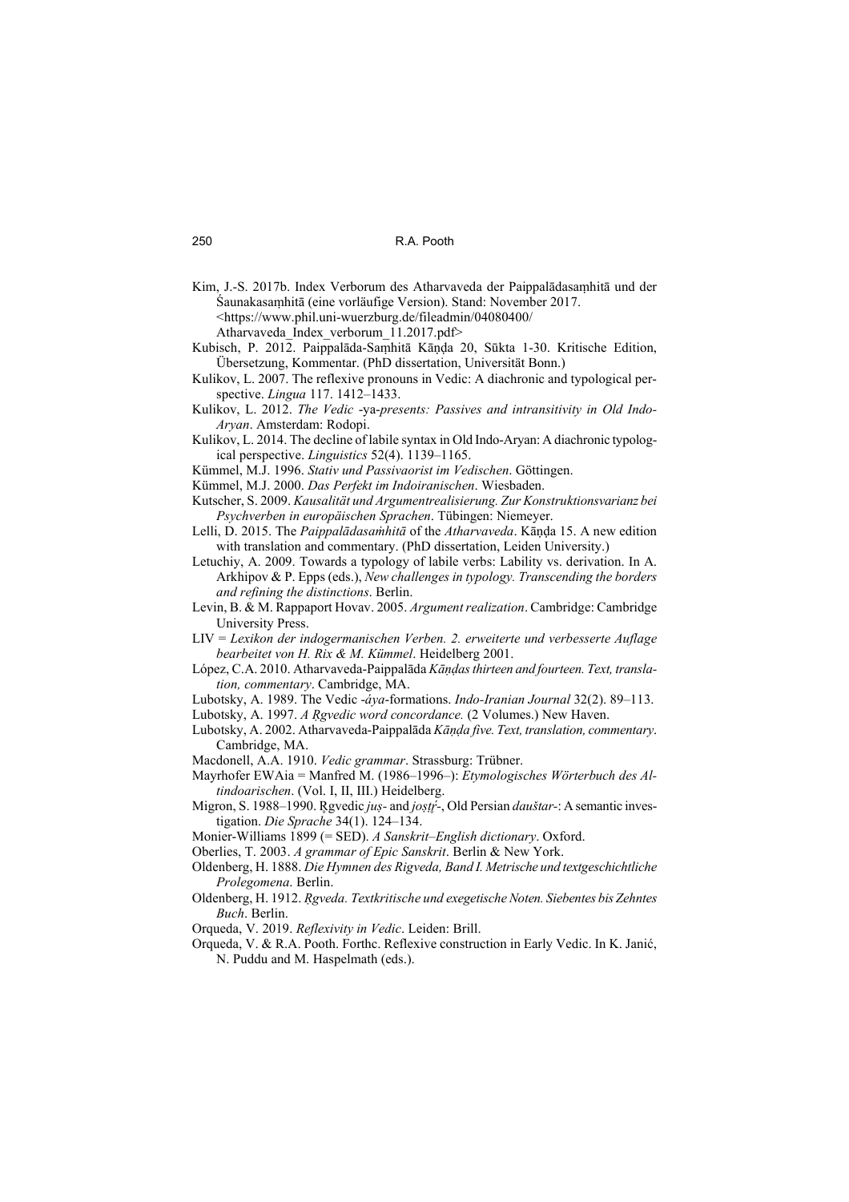Kim, J.-S. 2017b. Index Verborum des Atharvaveda der Paippalādasaṃhitā und der Śaunakasaṃhitā (eine vorläufige Version). Stand: November 2017. <https://www.phil.uni-wuerzburg.de/fileadmin/04080400/Atharvaveda_Index_verborum_11.2017.pdf>

Kubisch, P. 2012. Paippalāda-Saṃhitā Kāṇḍa 20, Sūkta 1-30. Kritische Edition, Übersetzung, Kommentar. (PhD dissertation, Universität Bonn.)

Kulikov, L. 2007. The reflexive pronouns in Vedic: A diachronic and typological perspective. *Lingua* 117. 1412–1433.

Kulikov, L. 2012. *The Vedic* -ya-*presents: Passives and intransitivity in Old Indo-Aryan*. Amsterdam: Rodopi.

Kulikov, L. 2014. The decline of labile syntax in Old Indo-Aryan: A diachronic typological perspective. *Linguistics* 52(4). 1139–1165.

Kümmel, M.J. 1996. *Stativ und Passivaorist im Vedischen*. Göttingen.

Kümmel, M.J. 2000. *Das Perfekt im Indoiranischen*. Wiesbaden.

Kutscher, S. 2009. *Kausalität und Argumentrealisierung. Zur Konstruktionsvarianz bei Psychverben in europäischen Sprachen*. Tübingen: Niemeyer.

Lelli, D. 2015. The *Paippalādasaṁhitā* of the *Atharvaveda*. Kāṇḍa 15. A new edition with translation and commentary. (PhD dissertation, Leiden University.)

Letuchiy, A. 2009. Towards a typology of labile verbs: Lability vs. derivation. In A. Arkhipov & P. Epps (eds.), *New challenges in typology. Transcending the borders and refining the distinctions*. Berlin.

Levin, B. & M. Rappaport Hovav. 2005. *Argument realization*. Cambridge: Cambridge University Press.

LIV = *Lexikon der indogermanischen Verben. 2. erweiterte und verbesserte Auflage bearbeitet von H. Rix & M. Kümmel*. Heidelberg 2001.

López, C.A. 2010. Atharvaveda-Paippalāda *Kāṇḍas thirteen and fourteen. Text, translation, commentary*. Cambridge, MA.

Lubotsky, A. 1989. The Vedic -*áya*-formations. *Indo-Iranian Journal* 32(2). 89–113.

Lubotsky, A. 1997. *A Ṛgvedic word concordance.* (2 Volumes.) New Haven.

Lubotsky, A. 2002. Atharvaveda-Paippalāda *Kāṇḍa five. Text, translation, commentary*. Cambridge, MA.

Macdonell, A.A. 1910. *Vedic grammar*. Strassburg: Trübner.

Mayrhofer EWAia = Manfred M. (1986–1996–): *Etymologisches Wörterbuch des Altindoarischen*. (Vol. I, II, III.) Heidelberg.

Migron, S. 1988–1990. Ṛgvedic *juṣ-* and *joṣṭṛ́-*, Old Persian *dauštar-*: A semantic investigation. *Die Sprache* 34(1). 124–134.

Monier-Williams 1899 (= SED). *A Sanskrit–English dictionary*. Oxford.

Oberlies, T. 2003. *A grammar of Epic Sanskrit*. Berlin & New York.

Oldenberg, H. 1888. *Die Hymnen des Rigveda, Band I. Metrische und textgeschichtliche Prolegomena*. Berlin.

Oldenberg, H. 1912. *Ṛgveda. Textkritische und exegetische Noten. Siebentes bis Zehntes Buch*. Berlin.

Orqueda, V. 2019. *Reflexivity in Vedic*. Leiden: Brill.

Orqueda, V. & R.A. Pooth. Forthc. Reflexive construction in Early Vedic. In K. Janić, N. Puddu and M. Haspelmath (eds.).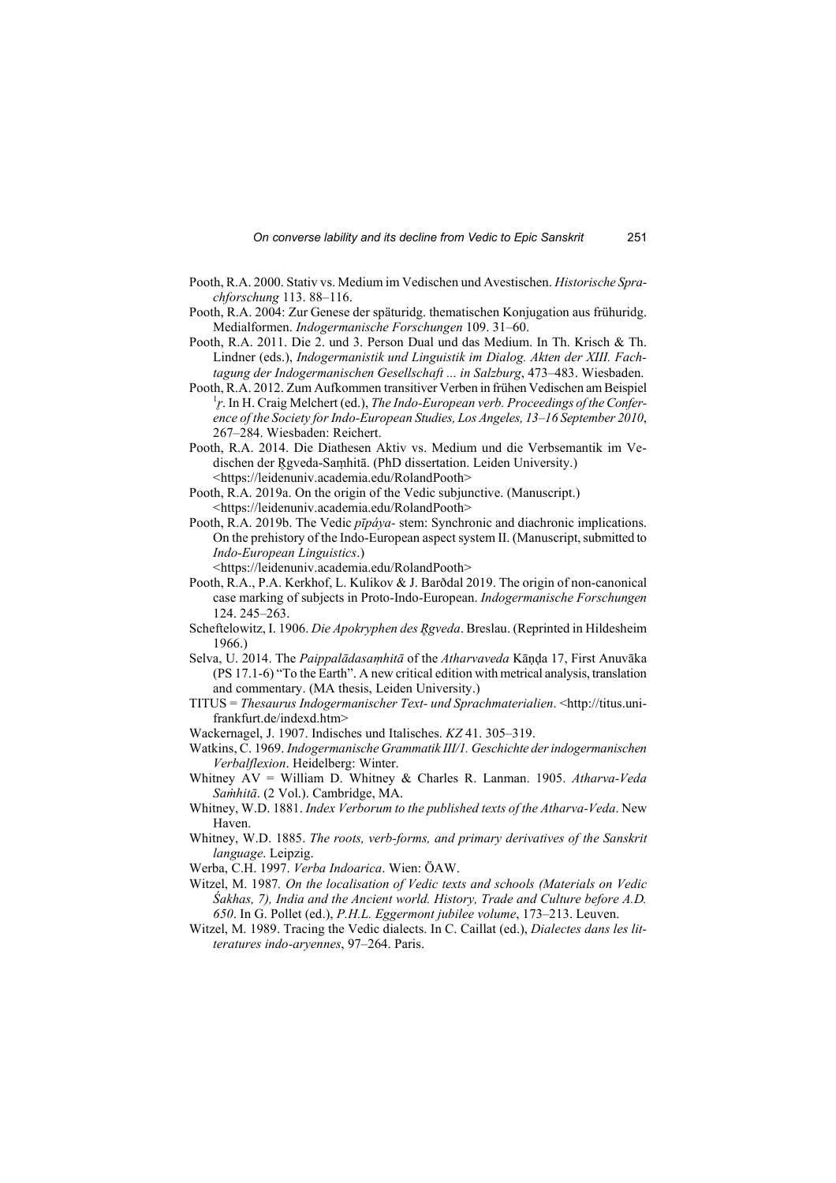Pooth, R.A. 2000. Stativ vs. Medium im Vedischen und Avestischen. *Historische Sprachforschung* 113. 88–116.

Pooth, R.A. 2004: Zur Genese der späturidg. thematischen Konjugation aus frühuridg. Medialformen. *Indogermanische Forschungen* 109. 31–60.

Pooth, R.A. 2011. Die 2. und 3. Person Dual und das Medium. In Th. Krisch & Th. Lindner (eds.), *Indogermanistik und Linguistik im Dialog. Akten der XIII. Fachtagung der Indogermanischen Gesellschaft ... in Salzburg*, 473–483. Wiesbaden.

Pooth, R.A. 2012. Zum Aufkommen transitiver Verben in frühen Vedischen am Beispiel [1]r̥. In H. Craig Melchert (ed.), *The Indo-European verb. Proceedings of the Conference of the Society for Indo-European Studies, Los Angeles, 13–16 September 2010*, 267–284. Wiesbaden: Reichert.

Pooth, R.A. 2014. Die Diathesen Aktiv vs. Medium und die Verbsemantik im Vedischen der R̥gveda-Saṃhitā. (PhD dissertation. Leiden University.) <https://leidenuniv.academia.edu/RolandPooth>

Pooth, R.A. 2019a. On the origin of the Vedic subjunctive. (Manuscript.) <https://leidenuniv.academia.edu/RolandPooth>

Pooth, R.A. 2019b. The Vedic *pīpáya-* stem: Synchronic and diachronic implications. On the prehistory of the Indo-European aspect system II. (Manuscript, submitted to *Indo-European Linguistics*.) <https://leidenuniv.academia.edu/RolandPooth>

Pooth, R.A., P.A. Kerkhof, L. Kulikov & J. Barðdal 2019. The origin of non-canonical case marking of subjects in Proto-Indo-European. *Indogermanische Forschungen* 124. 245–263.

Scheftelowitz, I. 1906. *Die Apokryphen des R̥gveda*. Breslau. (Reprinted in Hildesheim 1966.)

Selva, U. 2014. The *Paippalādasaṃhitā* of the *Atharvaveda* Kāṇḍa 17, First Anuvāka (PS 17.1-6) "To the Earth". A new critical edition with metrical analysis, translation and commentary. (MA thesis, Leiden University.)

TITUS = *Thesaurus Indogermanischer Text- und Sprachmaterialien*. <http://titus.uni-frankfurt.de/indexd.htm>

Wackernagel, J. 1907. Indisches und Italisches. *KZ* 41. 305–319.

Watkins, C. 1969. *Indogermanische Grammatik III/1. Geschichte der indogermanischen Verbalflexion*. Heidelberg: Winter.

Whitney AV = William D. Whitney & Charles R. Lanman. 1905. *Atharva-Veda Saṁhitā*. (2 Vol.). Cambridge, MA.

Whitney, W.D. 1881. *Index Verborum to the published texts of the Atharva-Veda*. New Haven.

Whitney, W.D. 1885. *The roots, verb-forms, and primary derivatives of the Sanskrit language*. Leipzig.

Werba, C.H. 1997. *Verba Indoarica*. Wien: ÖAW.

Witzel, M. 1987. *On the localisation of Vedic texts and schools (Materials on Vedic Śakhas, 7), India and the Ancient world. History, Trade and Culture before A.D. 650*. In G. Pollet (ed.), *P.H.L. Eggermont jubilee volume*, 173–213. Leuven.

Witzel, M. 1989. Tracing the Vedic dialects. In C. Caillat (ed.), *Dialectes dans les litteratures indo-aryennes*, 97–264. Paris.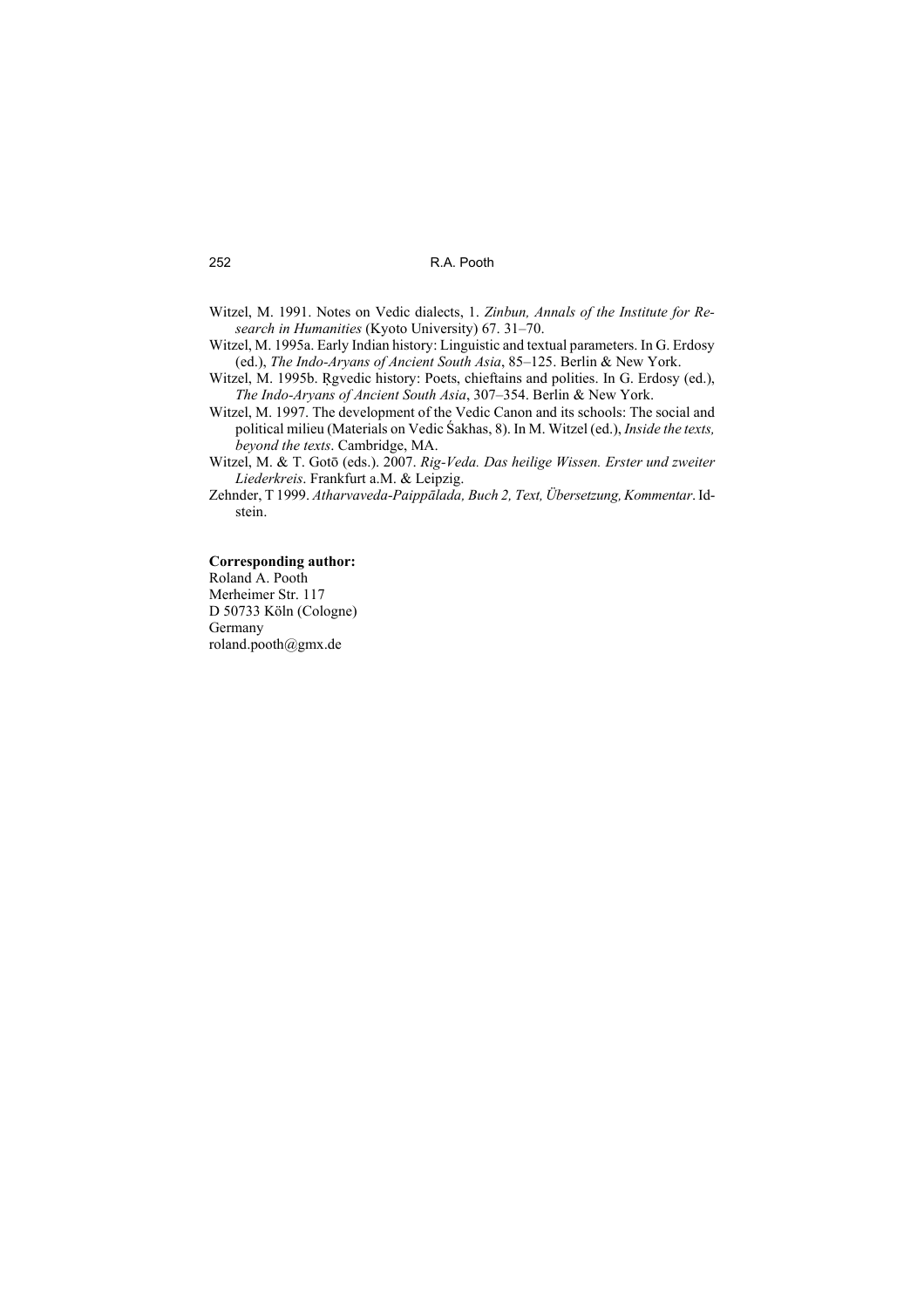Witzel, M. 1991. Notes on Vedic dialects, 1. *Zinbun, Annals of the Institute for Research in Humanities* (Kyoto University) 67. 31–70.

Witzel, M. 1995a. Early Indian history: Linguistic and textual parameters. In G. Erdosy (ed.), *The Indo-Aryans of Ancient South Asia*, 85–125. Berlin & New York.

Witzel, M. 1995b. Ṛgvedic history: Poets, chieftains and polities. In G. Erdosy (ed.), *The Indo-Aryans of Ancient South Asia*, 307–354. Berlin & New York.

Witzel, M. 1997. The development of the Vedic Canon and its schools: The social and political milieu (Materials on Vedic Śakhas, 8). In M. Witzel (ed.), *Inside the texts, beyond the texts*. Cambridge, MA.

Witzel, M. & T. Gotō (eds.). 2007. *Rig-Veda. Das heilige Wissen. Erster und zweiter Liederkreis*. Frankfurt a.M. & Leipzig.

Zehnder, T 1999. *Atharvaveda-Paippālada, Buch 2, Text, Übersetzung, Kommentar*. Idstein.

**Corresponding author:**
Roland A. Pooth
Merheimer Str. 117
D 50733 Köln (Cologne)
Germany
roland.pooth@gmx.de